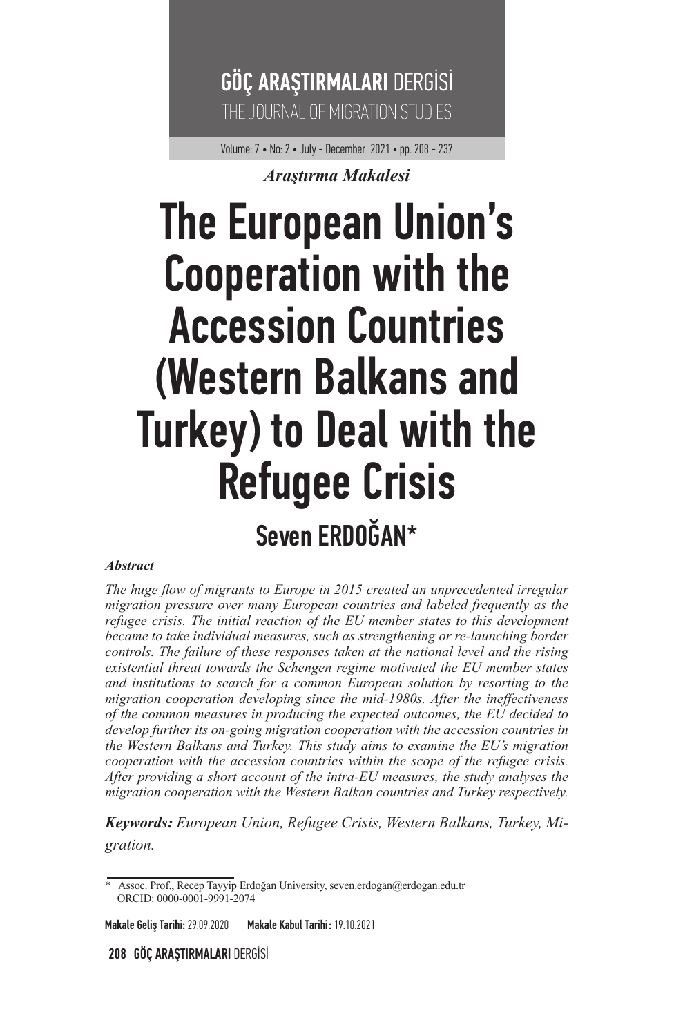*Araştırma Makalesi*

# The European Union's Cooperation with the Accession Countries (Western Balkans and Turkey) to Deal with the Refugee Crisis

## Seven ERDOĞAN*

***Abstract***

*The huge flow of migrants to Europe in 2015 created an unprecedented irregular migration pressure over many European countries and labeled frequently as the refugee crisis. The initial reaction of the EU member states to this development became to take individual measures, such as strengthening or re-launching border controls. The failure of these responses taken at the national level and the rising existential threat towards the Schengen regime motivated the EU member states and institutions to search for a common European solution by resorting to the migration cooperation developing since the mid-1980s. After the ineffectiveness of the common measures in producing the expected outcomes, the EU decided to develop further its on-going migration cooperation with the accession countries in the Western Balkans and Turkey. This study aims to examine the EU's migration cooperation with the accession countries within the scope of the refugee crisis. After providing a short account of the intra-EU measures, the study analyses the migration cooperation with the Western Balkan countries and Turkey respectively.*

***Keywords:*** *European Union, Refugee Crisis, Western Balkans, Turkey, Migration.*

---

\* Assoc. Prof., Recep Tayyip Erdoğan University, seven.erdogan@erdogan.edu.tr
ORCID: 0000-0001-9991-2074

**Makale Geliş Tarihi:** 29.09.2020 **Makale Kabul Tarihi:** 19.10.2021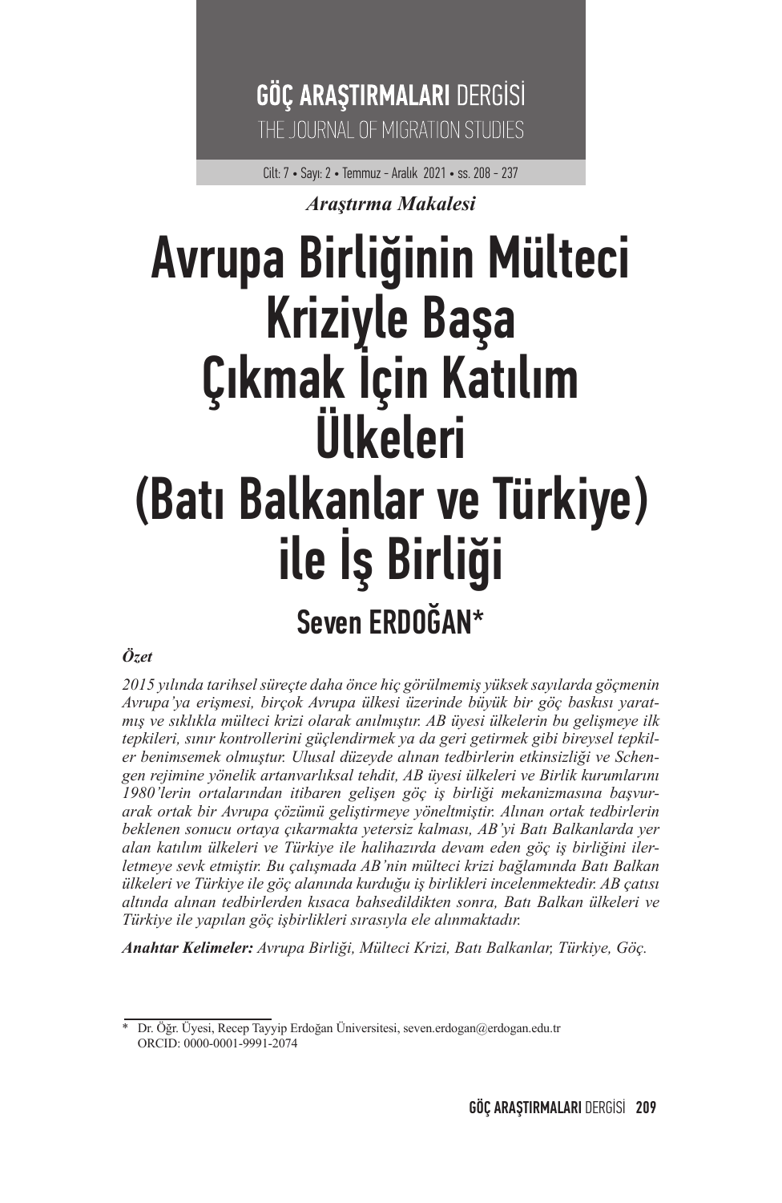*Araştırma Makalesi*

# Avrupa Birliğinin Mülteci Kriziyle Başa Çıkmak İçin Katılım Ülkeleri (Batı Balkanlar ve Türkiye) ile İş Birliği

## Seven ERDOĞAN*

***Özet***

*2015 yılında tarihsel süreçte daha önce hiç görülmemiş yüksek sayılarda göçmenin Avrupa'ya erişmesi, birçok Avrupa ülkesi üzerinde büyük bir göç baskısı yaratmış ve sıklıkla mülteci krizi olarak anılmıştır. AB üyesi ülkelerin bu gelişmeye ilk tepkileri, sınır kontrollerini güçlendirmek ya da geri getirmek gibi bireysel tepkiler benimsemek olmuştur. Ulusal düzeyde alınan tedbirlerin etkinsizliği ve Schengen rejimine yönelik artanvarlıksal tehdit, AB üyesi ülkeleri ve Birlik kurumlarını 1980'lerin ortalarından itibaren gelişen göç iş birliği mekanizmasına başvurarak ortak bir Avrupa çözümü geliştirmeye yöneltmiştir. Alınan ortak tedbirlerin beklenen sonucu ortaya çıkarmakta yetersiz kalması, AB'yi Batı Balkanlarda yer alan katılım ülkeleri ve Türkiye ile halihazırda devam eden göç iş birliğini ilerletmeye sevk etmiştir. Bu çalışmada AB'nin mülteci krizi bağlamında Batı Balkan ülkeleri ve Türkiye ile göç alanında kurduğu iş birlikleri incelenmektedir. AB çatısı altında alınan tedbirlerden kısaca bahsedildikten sonra, Batı Balkan ülkeleri ve Türkiye ile yapılan göç işbirlikleri sırasıyla ele alınmaktadır.*

***Anahtar Kelimeler:*** *Avrupa Birliği, Mülteci Krizi, Batı Balkanlar, Türkiye, Göç.*

---

* Dr. Öğr. Üyesi, Recep Tayyip Erdoğan Üniversitesi, seven.erdogan@erdogan.edu.tr ORCID: 0000-0001-9991-2074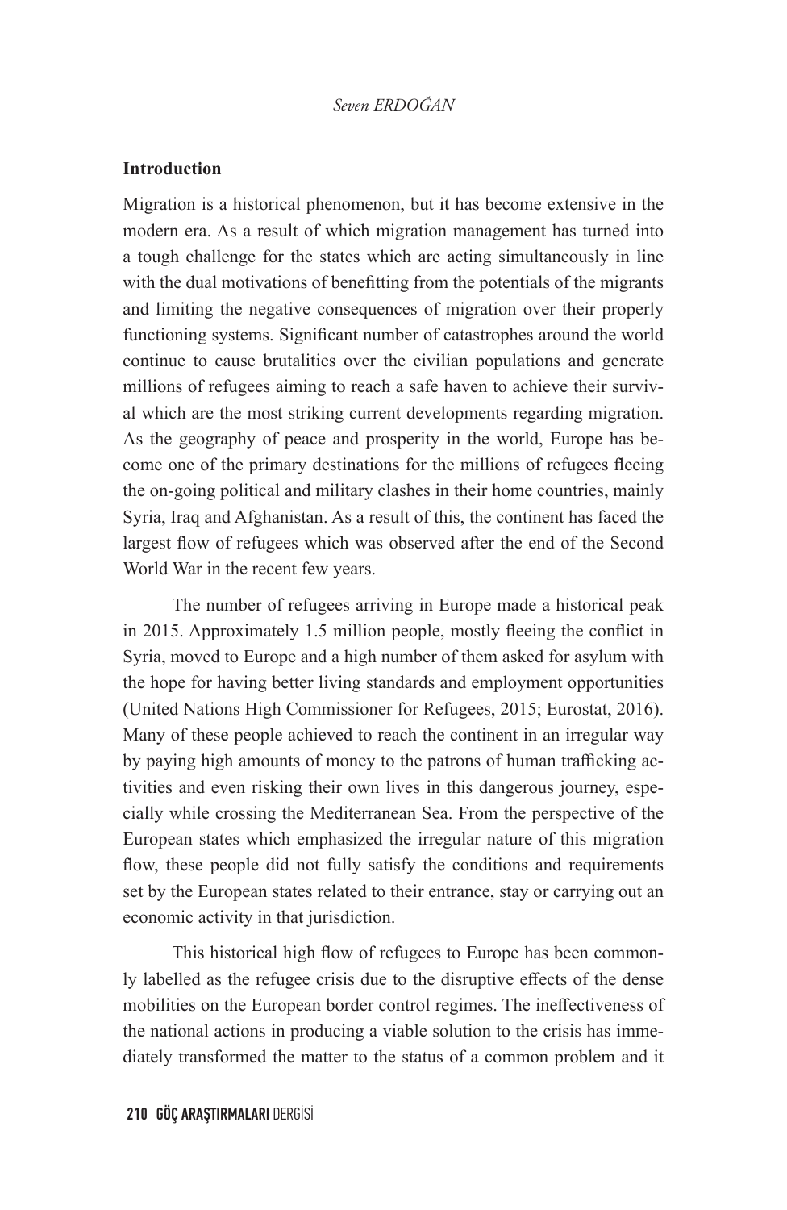## Introduction

Migration is a historical phenomenon, but it has become extensive in the modern era. As a result of which migration management has turned into a tough challenge for the states which are acting simultaneously in line with the dual motivations of benefitting from the potentials of the migrants and limiting the negative consequences of migration over their properly functioning systems. Significant number of catastrophes around the world continue to cause brutalities over the civilian populations and generate millions of refugees aiming to reach a safe haven to achieve their survival which are the most striking current developments regarding migration. As the geography of peace and prosperity in the world, Europe has become one of the primary destinations for the millions of refugees fleeing the on-going political and military clashes in their home countries, mainly Syria, Iraq and Afghanistan. As a result of this, the continent has faced the largest flow of refugees which was observed after the end of the Second World War in the recent few years.

The number of refugees arriving in Europe made a historical peak in 2015. Approximately 1.5 million people, mostly fleeing the conflict in Syria, moved to Europe and a high number of them asked for asylum with the hope for having better living standards and employment opportunities (United Nations High Commissioner for Refugees, 2015; Eurostat, 2016). Many of these people achieved to reach the continent in an irregular way by paying high amounts of money to the patrons of human trafficking activities and even risking their own lives in this dangerous journey, especially while crossing the Mediterranean Sea. From the perspective of the European states which emphasized the irregular nature of this migration flow, these people did not fully satisfy the conditions and requirements set by the European states related to their entrance, stay or carrying out an economic activity in that jurisdiction.

This historical high flow of refugees to Europe has been commonly labelled as the refugee crisis due to the disruptive effects of the dense mobilities on the European border control regimes. The ineffectiveness of the national actions in producing a viable solution to the crisis has immediately transformed the matter to the status of a common problem and it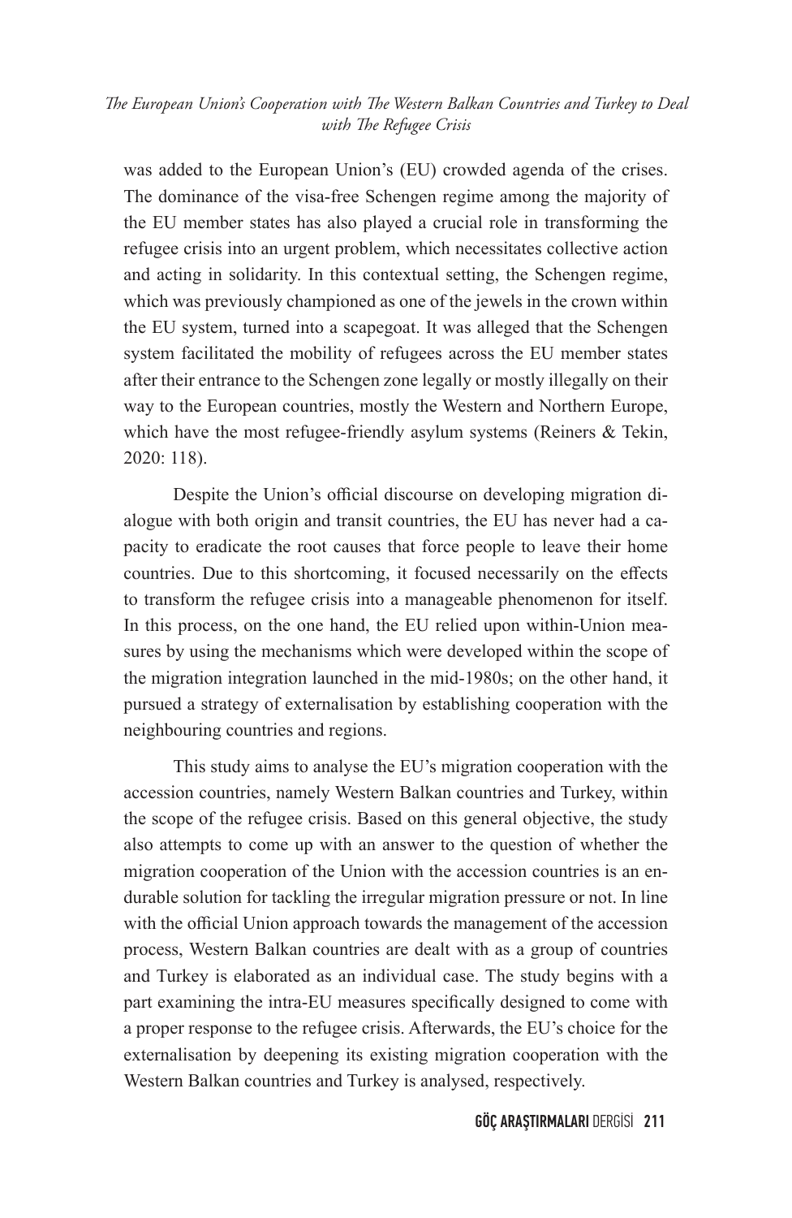was added to the European Union's (EU) crowded agenda of the crises. The dominance of the visa-free Schengen regime among the majority of the EU member states has also played a crucial role in transforming the refugee crisis into an urgent problem, which necessitates collective action and acting in solidarity. In this contextual setting, the Schengen regime, which was previously championed as one of the jewels in the crown within the EU system, turned into a scapegoat. It was alleged that the Schengen system facilitated the mobility of refugees across the EU member states after their entrance to the Schengen zone legally or mostly illegally on their way to the European countries, mostly the Western and Northern Europe, which have the most refugee-friendly asylum systems (Reiners & Tekin, 2020: 118).

Despite the Union's official discourse on developing migration dialogue with both origin and transit countries, the EU has never had a capacity to eradicate the root causes that force people to leave their home countries. Due to this shortcoming, it focused necessarily on the effects to transform the refugee crisis into a manageable phenomenon for itself. In this process, on the one hand, the EU relied upon within-Union measures by using the mechanisms which were developed within the scope of the migration integration launched in the mid-1980s; on the other hand, it pursued a strategy of externalisation by establishing cooperation with the neighbouring countries and regions.

This study aims to analyse the EU's migration cooperation with the accession countries, namely Western Balkan countries and Turkey, within the scope of the refugee crisis. Based on this general objective, the study also attempts to come up with an answer to the question of whether the migration cooperation of the Union with the accession countries is an endurable solution for tackling the irregular migration pressure or not. In line with the official Union approach towards the management of the accession process, Western Balkan countries are dealt with as a group of countries and Turkey is elaborated as an individual case. The study begins with a part examining the intra-EU measures specifically designed to come with a proper response to the refugee crisis. Afterwards, the EU's choice for the externalisation by deepening its existing migration cooperation with the Western Balkan countries and Turkey is analysed, respectively.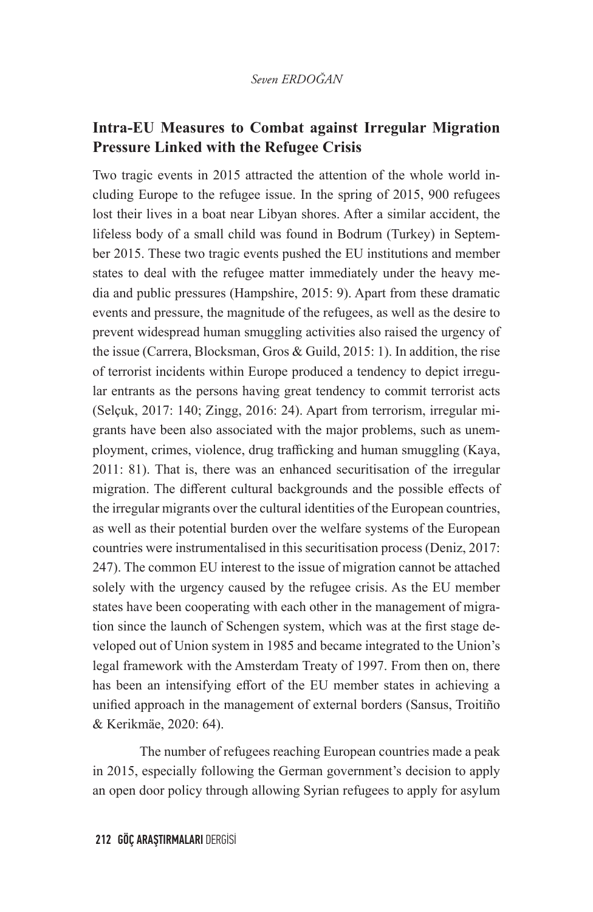## Intra-EU Measures to Combat against Irregular Migration Pressure Linked with the Refugee Crisis

Two tragic events in 2015 attracted the attention of the whole world including Europe to the refugee issue. In the spring of 2015, 900 refugees lost their lives in a boat near Libyan shores. After a similar accident, the lifeless body of a small child was found in Bodrum (Turkey) in September 2015. These two tragic events pushed the EU institutions and member states to deal with the refugee matter immediately under the heavy media and public pressures (Hampshire, 2015: 9). Apart from these dramatic events and pressure, the magnitude of the refugees, as well as the desire to prevent widespread human smuggling activities also raised the urgency of the issue (Carrera, Blocksman, Gros & Guild, 2015: 1). In addition, the rise of terrorist incidents within Europe produced a tendency to depict irregular entrants as the persons having great tendency to commit terrorist acts (Selçuk, 2017: 140; Zingg, 2016: 24). Apart from terrorism, irregular migrants have been also associated with the major problems, such as unemployment, crimes, violence, drug trafficking and human smuggling (Kaya, 2011: 81). That is, there was an enhanced securitisation of the irregular migration. The different cultural backgrounds and the possible effects of the irregular migrants over the cultural identities of the European countries, as well as their potential burden over the welfare systems of the European countries were instrumentalised in this securitisation process (Deniz, 2017: 247). The common EU interest to the issue of migration cannot be attached solely with the urgency caused by the refugee crisis. As the EU member states have been cooperating with each other in the management of migration since the launch of Schengen system, which was at the first stage developed out of Union system in 1985 and became integrated to the Union's legal framework with the Amsterdam Treaty of 1997. From then on, there has been an intensifying effort of the EU member states in achieving a unified approach in the management of external borders (Sansus, Troitiño & Kerikmäe, 2020: 64).

The number of refugees reaching European countries made a peak in 2015, especially following the German government's decision to apply an open door policy through allowing Syrian refugees to apply for asylum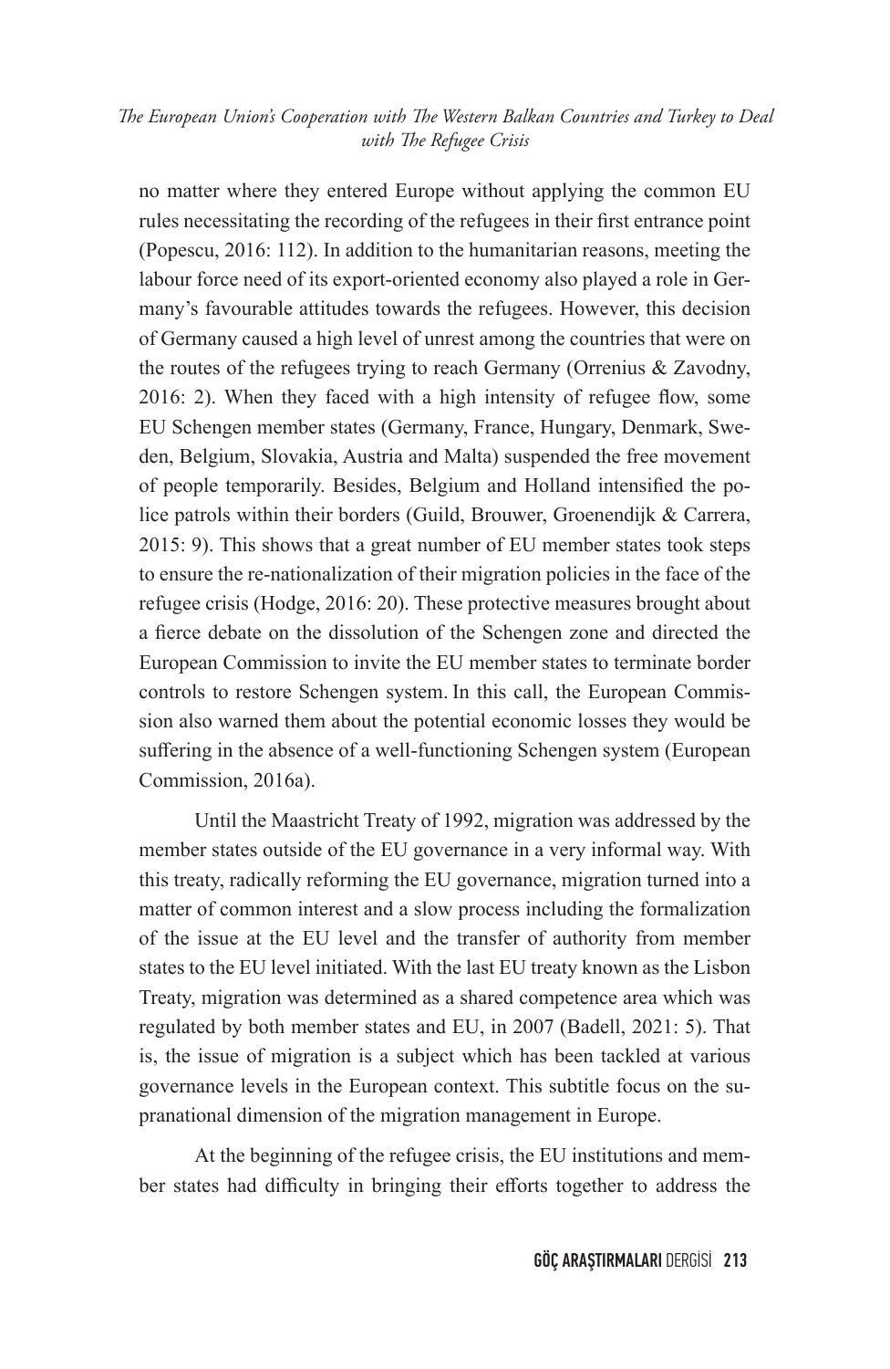no matter where they entered Europe without applying the common EU rules necessitating the recording of the refugees in their first entrance point (Popescu, 2016: 112). In addition to the humanitarian reasons, meeting the labour force need of its export-oriented economy also played a role in Germany's favourable attitudes towards the refugees. However, this decision of Germany caused a high level of unrest among the countries that were on the routes of the refugees trying to reach Germany (Orrenius & Zavodny, 2016: 2). When they faced with a high intensity of refugee flow, some EU Schengen member states (Germany, France, Hungary, Denmark, Sweden, Belgium, Slovakia, Austria and Malta) suspended the free movement of people temporarily. Besides, Belgium and Holland intensified the police patrols within their borders (Guild, Brouwer, Groenendijk & Carrera, 2015: 9). This shows that a great number of EU member states took steps to ensure the re-nationalization of their migration policies in the face of the refugee crisis (Hodge, 2016: 20). These protective measures brought about a fierce debate on the dissolution of the Schengen zone and directed the European Commission to invite the EU member states to terminate border controls to restore Schengen system. In this call, the European Commission also warned them about the potential economic losses they would be suffering in the absence of a well-functioning Schengen system (European Commission, 2016a).

Until the Maastricht Treaty of 1992, migration was addressed by the member states outside of the EU governance in a very informal way. With this treaty, radically reforming the EU governance, migration turned into a matter of common interest and a slow process including the formalization of the issue at the EU level and the transfer of authority from member states to the EU level initiated. With the last EU treaty known as the Lisbon Treaty, migration was determined as a shared competence area which was regulated by both member states and EU, in 2007 (Badell, 2021: 5). That is, the issue of migration is a subject which has been tackled at various governance levels in the European context. This subtitle focus on the supranational dimension of the migration management in Europe.

At the beginning of the refugee crisis, the EU institutions and member states had difficulty in bringing their efforts together to address the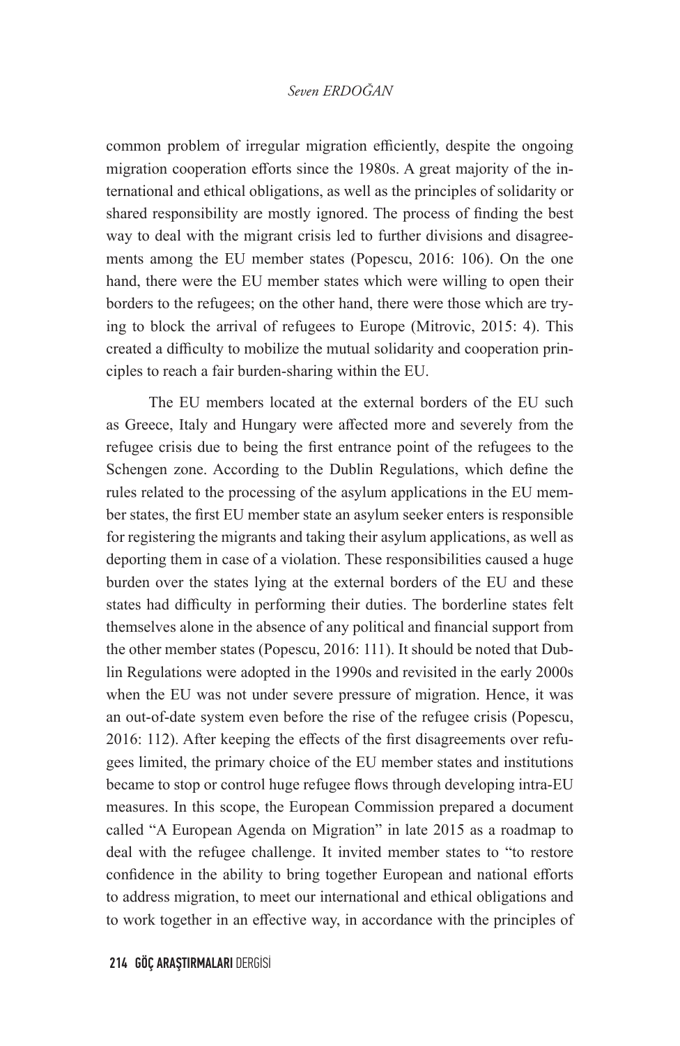common problem of irregular migration efficiently, despite the ongoing migration cooperation efforts since the 1980s. A great majority of the international and ethical obligations, as well as the principles of solidarity or shared responsibility are mostly ignored. The process of finding the best way to deal with the migrant crisis led to further divisions and disagreements among the EU member states (Popescu, 2016: 106). On the one hand, there were the EU member states which were willing to open their borders to the refugees; on the other hand, there were those which are trying to block the arrival of refugees to Europe (Mitrovic, 2015: 4). This created a difficulty to mobilize the mutual solidarity and cooperation principles to reach a fair burden-sharing within the EU.

The EU members located at the external borders of the EU such as Greece, Italy and Hungary were affected more and severely from the refugee crisis due to being the first entrance point of the refugees to the Schengen zone. According to the Dublin Regulations, which define the rules related to the processing of the asylum applications in the EU member states, the first EU member state an asylum seeker enters is responsible for registering the migrants and taking their asylum applications, as well as deporting them in case of a violation. These responsibilities caused a huge burden over the states lying at the external borders of the EU and these states had difficulty in performing their duties. The borderline states felt themselves alone in the absence of any political and financial support from the other member states (Popescu, 2016: 111). It should be noted that Dublin Regulations were adopted in the 1990s and revisited in the early 2000s when the EU was not under severe pressure of migration. Hence, it was an out-of-date system even before the rise of the refugee crisis (Popescu, 2016: 112). After keeping the effects of the first disagreements over refugees limited, the primary choice of the EU member states and institutions became to stop or control huge refugee flows through developing intra-EU measures. In this scope, the European Commission prepared a document called "A European Agenda on Migration" in late 2015 as a roadmap to deal with the refugee challenge. It invited member states to "to restore confidence in the ability to bring together European and national efforts to address migration, to meet our international and ethical obligations and to work together in an effective way, in accordance with the principles of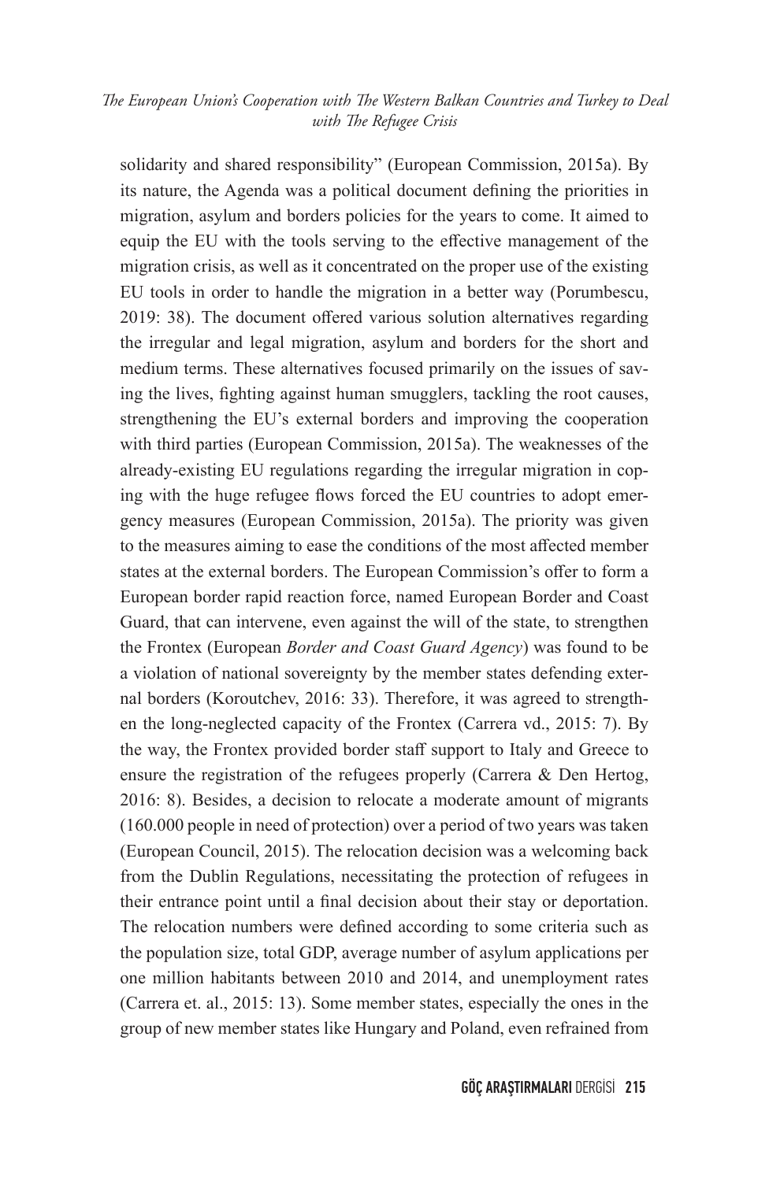solidarity and shared responsibility" (European Commission, 2015a). By its nature, the Agenda was a political document defining the priorities in migration, asylum and borders policies for the years to come. It aimed to equip the EU with the tools serving to the effective management of the migration crisis, as well as it concentrated on the proper use of the existing EU tools in order to handle the migration in a better way (Porumbescu, 2019: 38). The document offered various solution alternatives regarding the irregular and legal migration, asylum and borders for the short and medium terms. These alternatives focused primarily on the issues of saving the lives, fighting against human smugglers, tackling the root causes, strengthening the EU's external borders and improving the cooperation with third parties (European Commission, 2015a). The weaknesses of the already-existing EU regulations regarding the irregular migration in coping with the huge refugee flows forced the EU countries to adopt emergency measures (European Commission, 2015a). The priority was given to the measures aiming to ease the conditions of the most affected member states at the external borders. The European Commission's offer to form a European border rapid reaction force, named European Border and Coast Guard, that can intervene, even against the will of the state, to strengthen the Frontex (European *Border and Coast Guard Agency*) was found to be a violation of national sovereignty by the member states defending external borders (Koroutchev, 2016: 33). Therefore, it was agreed to strengthen the long-neglected capacity of the Frontex (Carrera vd., 2015: 7). By the way, the Frontex provided border staff support to Italy and Greece to ensure the registration of the refugees properly (Carrera & Den Hertog, 2016: 8). Besides, a decision to relocate a moderate amount of migrants (160.000 people in need of protection) over a period of two years was taken (European Council, 2015). The relocation decision was a welcoming back from the Dublin Regulations, necessitating the protection of refugees in their entrance point until a final decision about their stay or deportation. The relocation numbers were defined according to some criteria such as the population size, total GDP, average number of asylum applications per one million habitants between 2010 and 2014, and unemployment rates (Carrera et. al., 2015: 13). Some member states, especially the ones in the group of new member states like Hungary and Poland, even refrained from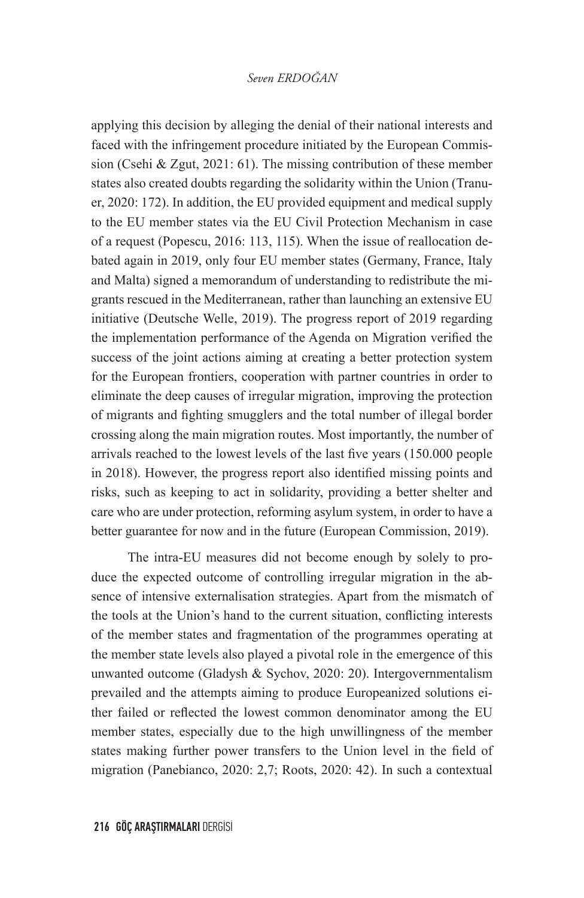applying this decision by alleging the denial of their national interests and faced with the infringement procedure initiated by the European Commission (Csehi & Zgut, 2021: 61). The missing contribution of these member states also created doubts regarding the solidarity within the Union (Tranuer, 2020: 172). In addition, the EU provided equipment and medical supply to the EU member states via the EU Civil Protection Mechanism in case of a request (Popescu, 2016: 113, 115). When the issue of reallocation debated again in 2019, only four EU member states (Germany, France, Italy and Malta) signed a memorandum of understanding to redistribute the migrants rescued in the Mediterranean, rather than launching an extensive EU initiative (Deutsche Welle, 2019). The progress report of 2019 regarding the implementation performance of the Agenda on Migration verified the success of the joint actions aiming at creating a better protection system for the European frontiers, cooperation with partner countries in order to eliminate the deep causes of irregular migration, improving the protection of migrants and fighting smugglers and the total number of illegal border crossing along the main migration routes. Most importantly, the number of arrivals reached to the lowest levels of the last five years (150.000 people in 2018). However, the progress report also identified missing points and risks, such as keeping to act in solidarity, providing a better shelter and care who are under protection, reforming asylum system, in order to have a better guarantee for now and in the future (European Commission, 2019).

The intra-EU measures did not become enough by solely to produce the expected outcome of controlling irregular migration in the absence of intensive externalisation strategies. Apart from the mismatch of the tools at the Union's hand to the current situation, conflicting interests of the member states and fragmentation of the programmes operating at the member state levels also played a pivotal role in the emergence of this unwanted outcome (Gladysh & Sychov, 2020: 20). Intergovernmentalism prevailed and the attempts aiming to produce Europeanized solutions either failed or reflected the lowest common denominator among the EU member states, especially due to the high unwillingness of the member states making further power transfers to the Union level in the field of migration (Panebianco, 2020: 2,7; Roots, 2020: 42). In such a contextual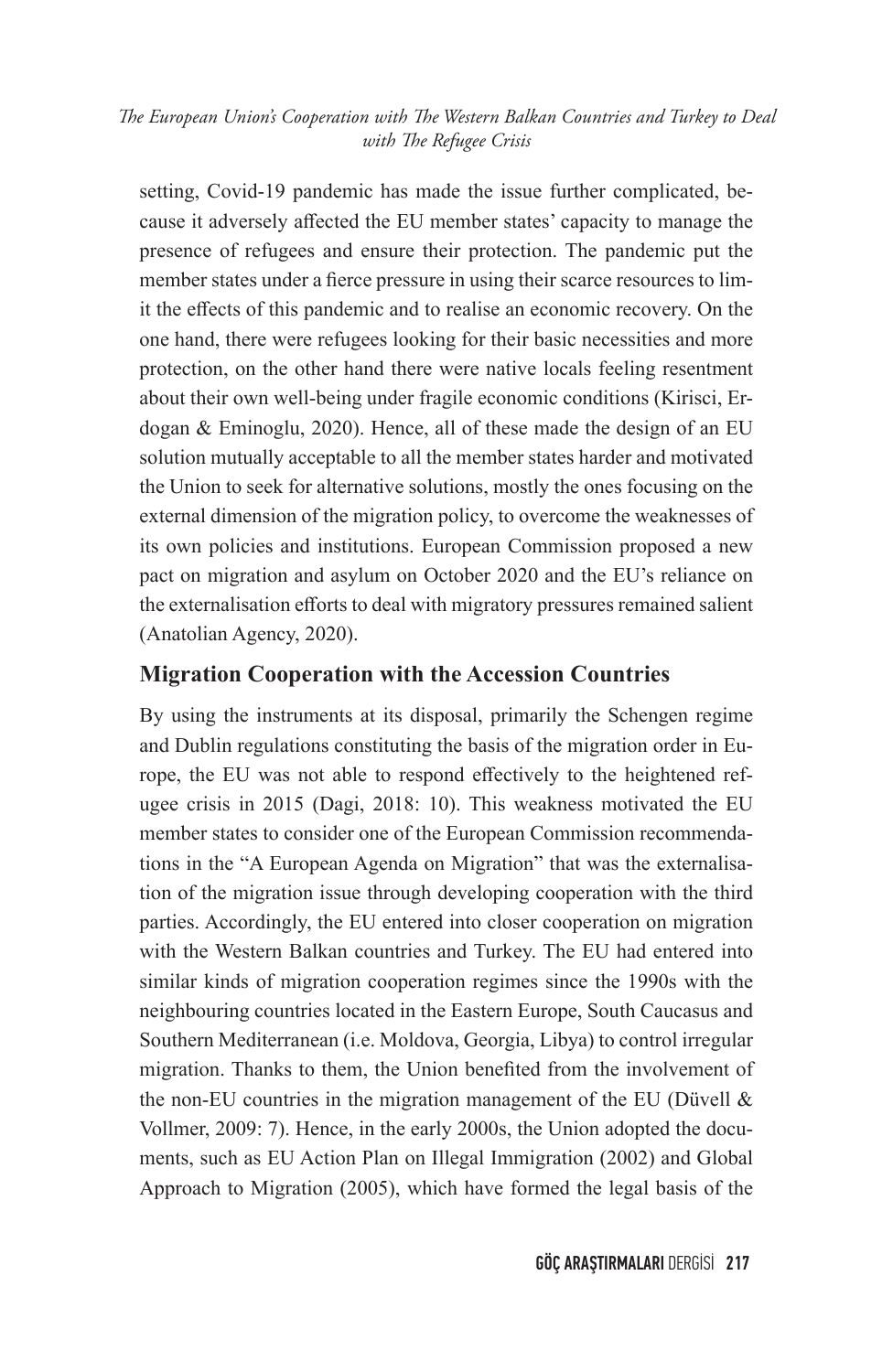setting, Covid-19 pandemic has made the issue further complicated, because it adversely affected the EU member states' capacity to manage the presence of refugees and ensure their protection. The pandemic put the member states under a fierce pressure in using their scarce resources to limit the effects of this pandemic and to realise an economic recovery. On the one hand, there were refugees looking for their basic necessities and more protection, on the other hand there were native locals feeling resentment about their own well-being under fragile economic conditions (Kirisci, Erdogan & Eminoglu, 2020). Hence, all of these made the design of an EU solution mutually acceptable to all the member states harder and motivated the Union to seek for alternative solutions, mostly the ones focusing on the external dimension of the migration policy, to overcome the weaknesses of its own policies and institutions. European Commission proposed a new pact on migration and asylum on October 2020 and the EU's reliance on the externalisation efforts to deal with migratory pressures remained salient (Anatolian Agency, 2020).

## Migration Cooperation with the Accession Countries

By using the instruments at its disposal, primarily the Schengen regime and Dublin regulations constituting the basis of the migration order in Europe, the EU was not able to respond effectively to the heightened refugee crisis in 2015 (Dagi, 2018: 10). This weakness motivated the EU member states to consider one of the European Commission recommendations in the "A European Agenda on Migration" that was the externalisation of the migration issue through developing cooperation with the third parties. Accordingly, the EU entered into closer cooperation on migration with the Western Balkan countries and Turkey. The EU had entered into similar kinds of migration cooperation regimes since the 1990s with the neighbouring countries located in the Eastern Europe, South Caucasus and Southern Mediterranean (i.e. Moldova, Georgia, Libya) to control irregular migration. Thanks to them, the Union benefited from the involvement of the non-EU countries in the migration management of the EU (Düvell & Vollmer, 2009: 7). Hence, in the early 2000s, the Union adopted the documents, such as EU Action Plan on Illegal Immigration (2002) and Global Approach to Migration (2005), which have formed the legal basis of the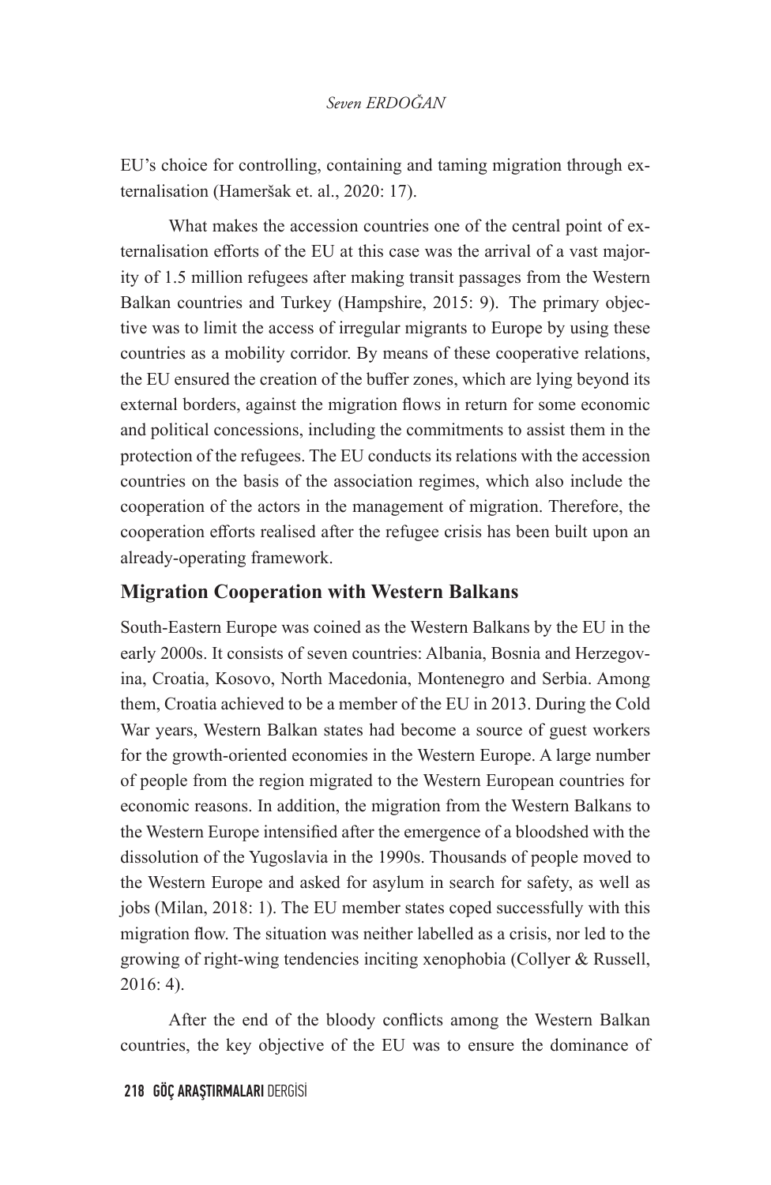EU's choice for controlling, containing and taming migration through externalisation (Hameršak et. al., 2020: 17).

What makes the accession countries one of the central point of externalisation efforts of the EU at this case was the arrival of a vast majority of 1.5 million refugees after making transit passages from the Western Balkan countries and Turkey (Hampshire, 2015: 9). The primary objective was to limit the access of irregular migrants to Europe by using these countries as a mobility corridor. By means of these cooperative relations, the EU ensured the creation of the buffer zones, which are lying beyond its external borders, against the migration flows in return for some economic and political concessions, including the commitments to assist them in the protection of the refugees. The EU conducts its relations with the accession countries on the basis of the association regimes, which also include the cooperation of the actors in the management of migration. Therefore, the cooperation efforts realised after the refugee crisis has been built upon an already-operating framework.

## Migration Cooperation with Western Balkans

South-Eastern Europe was coined as the Western Balkans by the EU in the early 2000s. It consists of seven countries: Albania, Bosnia and Herzegovina, Croatia, Kosovo, North Macedonia, Montenegro and Serbia. Among them, Croatia achieved to be a member of the EU in 2013. During the Cold War years, Western Balkan states had become a source of guest workers for the growth-oriented economies in the Western Europe. A large number of people from the region migrated to the Western European countries for economic reasons. In addition, the migration from the Western Balkans to the Western Europe intensified after the emergence of a bloodshed with the dissolution of the Yugoslavia in the 1990s. Thousands of people moved to the Western Europe and asked for asylum in search for safety, as well as jobs (Milan, 2018: 1). The EU member states coped successfully with this migration flow. The situation was neither labelled as a crisis, nor led to the growing of right-wing tendencies inciting xenophobia (Collyer & Russell, 2016: 4).

After the end of the bloody conflicts among the Western Balkan countries, the key objective of the EU was to ensure the dominance of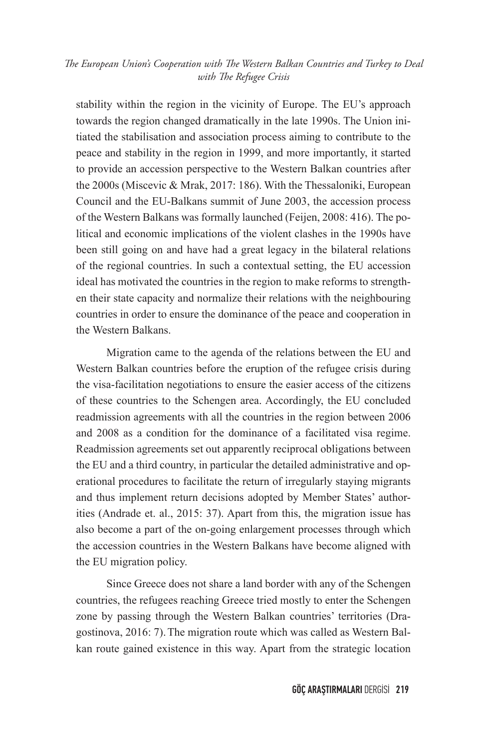stability within the region in the vicinity of Europe. The EU's approach towards the region changed dramatically in the late 1990s. The Union initiated the stabilisation and association process aiming to contribute to the peace and stability in the region in 1999, and more importantly, it started to provide an accession perspective to the Western Balkan countries after the 2000s (Miscevic & Mrak, 2017: 186). With the Thessaloniki, European Council and the EU-Balkans summit of June 2003, the accession process of the Western Balkans was formally launched (Feijen, 2008: 416). The political and economic implications of the violent clashes in the 1990s have been still going on and have had a great legacy in the bilateral relations of the regional countries. In such a contextual setting, the EU accession ideal has motivated the countries in the region to make reforms to strengthen their state capacity and normalize their relations with the neighbouring countries in order to ensure the dominance of the peace and cooperation in the Western Balkans.

Migration came to the agenda of the relations between the EU and Western Balkan countries before the eruption of the refugee crisis during the visa-facilitation negotiations to ensure the easier access of the citizens of these countries to the Schengen area. Accordingly, the EU concluded readmission agreements with all the countries in the region between 2006 and 2008 as a condition for the dominance of a facilitated visa regime. Readmission agreements set out apparently reciprocal obligations between the EU and a third country, in particular the detailed administrative and operational procedures to facilitate the return of irregularly staying migrants and thus implement return decisions adopted by Member States' authorities (Andrade et. al., 2015: 37). Apart from this, the migration issue has also become a part of the on-going enlargement processes through which the accession countries in the Western Balkans have become aligned with the EU migration policy.

Since Greece does not share a land border with any of the Schengen countries, the refugees reaching Greece tried mostly to enter the Schengen zone by passing through the Western Balkan countries' territories (Dragostinova, 2016: 7). The migration route which was called as Western Balkan route gained existence in this way. Apart from the strategic location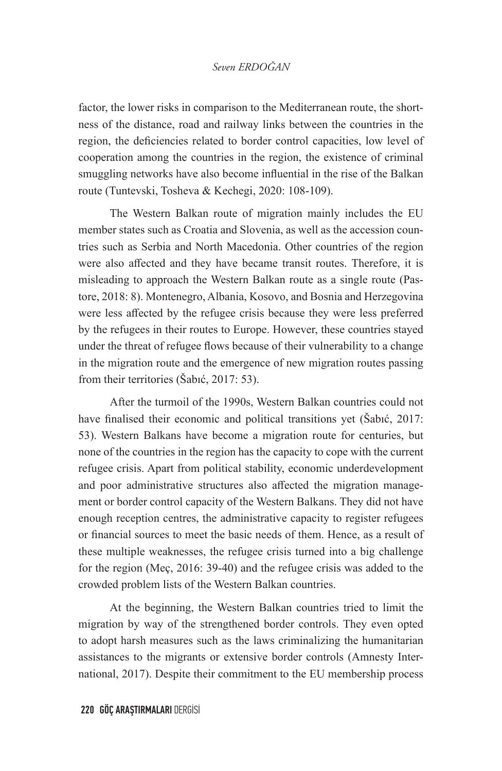factor, the lower risks in comparison to the Mediterranean route, the shortness of the distance, road and railway links between the countries in the region, the deficiencies related to border control capacities, low level of cooperation among the countries in the region, the existence of criminal smuggling networks have also become influential in the rise of the Balkan route (Tuntevski, Tosheva & Kechegi, 2020: 108-109).

The Western Balkan route of migration mainly includes the EU member states such as Croatia and Slovenia, as well as the accession countries such as Serbia and North Macedonia. Other countries of the region were also affected and they have became transit routes. Therefore, it is misleading to approach the Western Balkan route as a single route (Pastore, 2018: 8). Montenegro, Albania, Kosovo, and Bosnia and Herzegovina were less affected by the refugee crisis because they were less preferred by the refugees in their routes to Europe. However, these countries stayed under the threat of refugee flows because of their vulnerability to a change in the migration route and the emergence of new migration routes passing from their territories (Šabıć, 2017: 53).

After the turmoil of the 1990s, Western Balkan countries could not have finalised their economic and political transitions yet (Šabıć, 2017: 53). Western Balkans have become a migration route for centuries, but none of the countries in the region has the capacity to cope with the current refugee crisis. Apart from political stability, economic underdevelopment and poor administrative structures also affected the migration management or border control capacity of the Western Balkans. They did not have enough reception centres, the administrative capacity to register refugees or financial sources to meet the basic needs of them. Hence, as a result of these multiple weaknesses, the refugee crisis turned into a big challenge for the region (Meç, 2016: 39-40) and the refugee crisis was added to the crowded problem lists of the Western Balkan countries.

At the beginning, the Western Balkan countries tried to limit the migration by way of the strengthened border controls. They even opted to adopt harsh measures such as the laws criminalizing the humanitarian assistances to the migrants or extensive border controls (Amnesty International, 2017). Despite their commitment to the EU membership process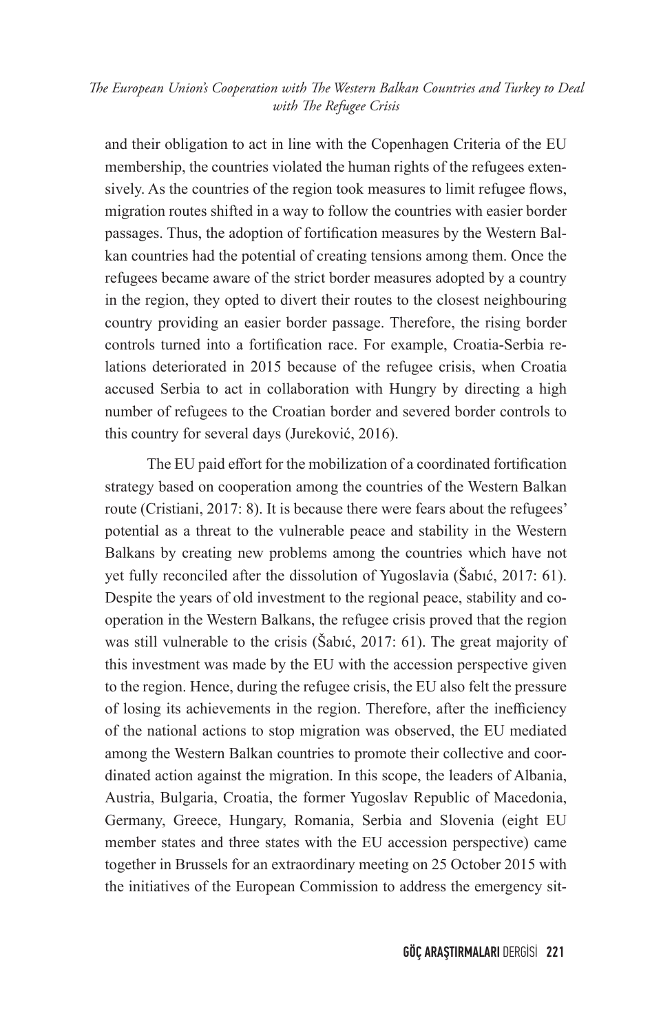and their obligation to act in line with the Copenhagen Criteria of the EU membership, the countries violated the human rights of the refugees extensively. As the countries of the region took measures to limit refugee flows, migration routes shifted in a way to follow the countries with easier border passages. Thus, the adoption of fortification measures by the Western Balkan countries had the potential of creating tensions among them. Once the refugees became aware of the strict border measures adopted by a country in the region, they opted to divert their routes to the closest neighbouring country providing an easier border passage. Therefore, the rising border controls turned into a fortification race. For example, Croatia-Serbia relations deteriorated in 2015 because of the refugee crisis, when Croatia accused Serbia to act in collaboration with Hungry by directing a high number of refugees to the Croatian border and severed border controls to this country for several days (Jureković, 2016).

The EU paid effort for the mobilization of a coordinated fortification strategy based on cooperation among the countries of the Western Balkan route (Cristiani, 2017: 8). It is because there were fears about the refugees' potential as a threat to the vulnerable peace and stability in the Western Balkans by creating new problems among the countries which have not yet fully reconciled after the dissolution of Yugoslavia (Šabıć, 2017: 61). Despite the years of old investment to the regional peace, stability and cooperation in the Western Balkans, the refugee crisis proved that the region was still vulnerable to the crisis (Šabıć, 2017: 61). The great majority of this investment was made by the EU with the accession perspective given to the region. Hence, during the refugee crisis, the EU also felt the pressure of losing its achievements in the region. Therefore, after the inefficiency of the national actions to stop migration was observed, the EU mediated among the Western Balkan countries to promote their collective and coordinated action against the migration. In this scope, the leaders of Albania, Austria, Bulgaria, Croatia, the former Yugoslav Republic of Macedonia, Germany, Greece, Hungary, Romania, Serbia and Slovenia (eight EU member states and three states with the EU accession perspective) came together in Brussels for an extraordinary meeting on 25 October 2015 with the initiatives of the European Commission to address the emergency sit-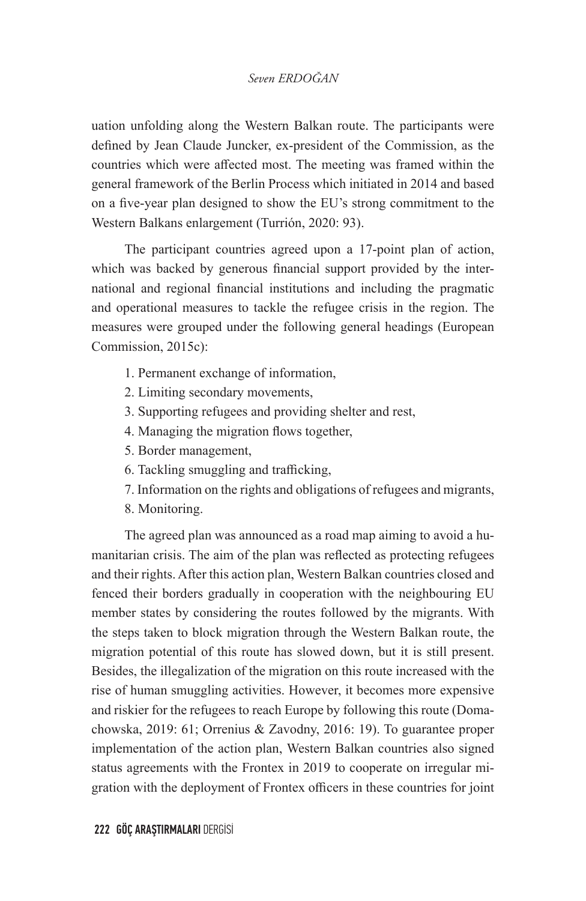uation unfolding along the Western Balkan route. The participants were defined by Jean Claude Juncker, ex-president of the Commission, as the countries which were affected most. The meeting was framed within the general framework of the Berlin Process which initiated in 2014 and based on a five-year plan designed to show the EU's strong commitment to the Western Balkans enlargement (Turrión, 2020: 93).

The participant countries agreed upon a 17-point plan of action, which was backed by generous financial support provided by the international and regional financial institutions and including the pragmatic and operational measures to tackle the refugee crisis in the region. The measures were grouped under the following general headings (European Commission, 2015c):

1. Permanent exchange of information,
2. Limiting secondary movements,
3. Supporting refugees and providing shelter and rest,
4. Managing the migration flows together,
5. Border management,
6. Tackling smuggling and trafficking,
7. Information on the rights and obligations of refugees and migrants,
8. Monitoring.

The agreed plan was announced as a road map aiming to avoid a humanitarian crisis. The aim of the plan was reflected as protecting refugees and their rights. After this action plan, Western Balkan countries closed and fenced their borders gradually in cooperation with the neighbouring EU member states by considering the routes followed by the migrants. With the steps taken to block migration through the Western Balkan route, the migration potential of this route has slowed down, but it is still present. Besides, the illegalization of the migration on this route increased with the rise of human smuggling activities. However, it becomes more expensive and riskier for the refugees to reach Europe by following this route (Domachowska, 2019: 61; Orrenius & Zavodny, 2016: 19). To guarantee proper implementation of the action plan, Western Balkan countries also signed status agreements with the Frontex in 2019 to cooperate on irregular migration with the deployment of Frontex officers in these countries for joint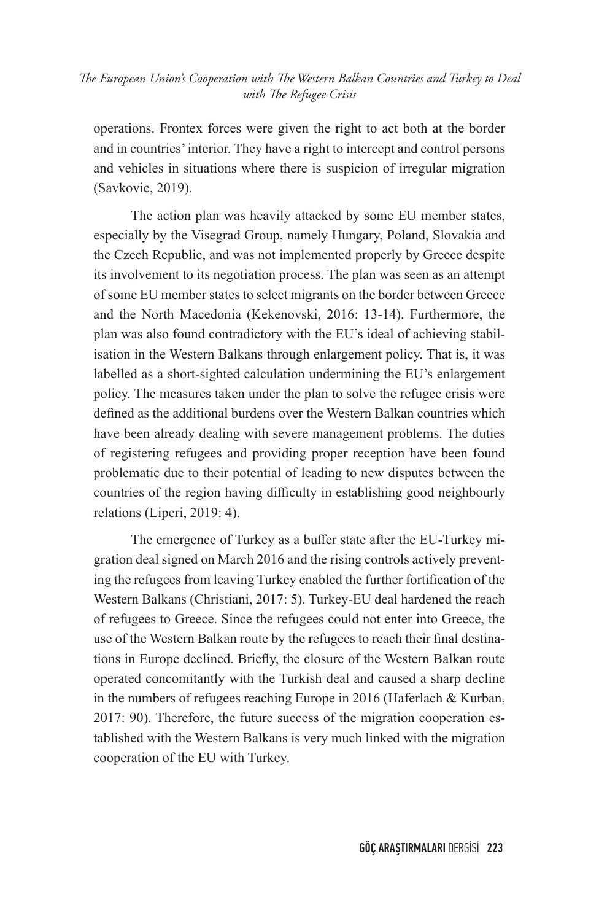operations. Frontex forces were given the right to act both at the border and in countries' interior. They have a right to intercept and control persons and vehicles in situations where there is suspicion of irregular migration (Savkovic, 2019).

The action plan was heavily attacked by some EU member states, especially by the Visegrad Group, namely Hungary, Poland, Slovakia and the Czech Republic, and was not implemented properly by Greece despite its involvement to its negotiation process. The plan was seen as an attempt of some EU member states to select migrants on the border between Greece and the North Macedonia (Kekenovski, 2016: 13-14). Furthermore, the plan was also found contradictory with the EU's ideal of achieving stabilisation in the Western Balkans through enlargement policy. That is, it was labelled as a short-sighted calculation undermining the EU's enlargement policy. The measures taken under the plan to solve the refugee crisis were defined as the additional burdens over the Western Balkan countries which have been already dealing with severe management problems. The duties of registering refugees and providing proper reception have been found problematic due to their potential of leading to new disputes between the countries of the region having difficulty in establishing good neighbourly relations (Liperi, 2019: 4).

The emergence of Turkey as a buffer state after the EU-Turkey migration deal signed on March 2016 and the rising controls actively preventing the refugees from leaving Turkey enabled the further fortification of the Western Balkans (Christiani, 2017: 5). Turkey-EU deal hardened the reach of refugees to Greece. Since the refugees could not enter into Greece, the use of the Western Balkan route by the refugees to reach their final destinations in Europe declined. Briefly, the closure of the Western Balkan route operated concomitantly with the Turkish deal and caused a sharp decline in the numbers of refugees reaching Europe in 2016 (Haferlach & Kurban, 2017: 90). Therefore, the future success of the migration cooperation established with the Western Balkans is very much linked with the migration cooperation of the EU with Turkey.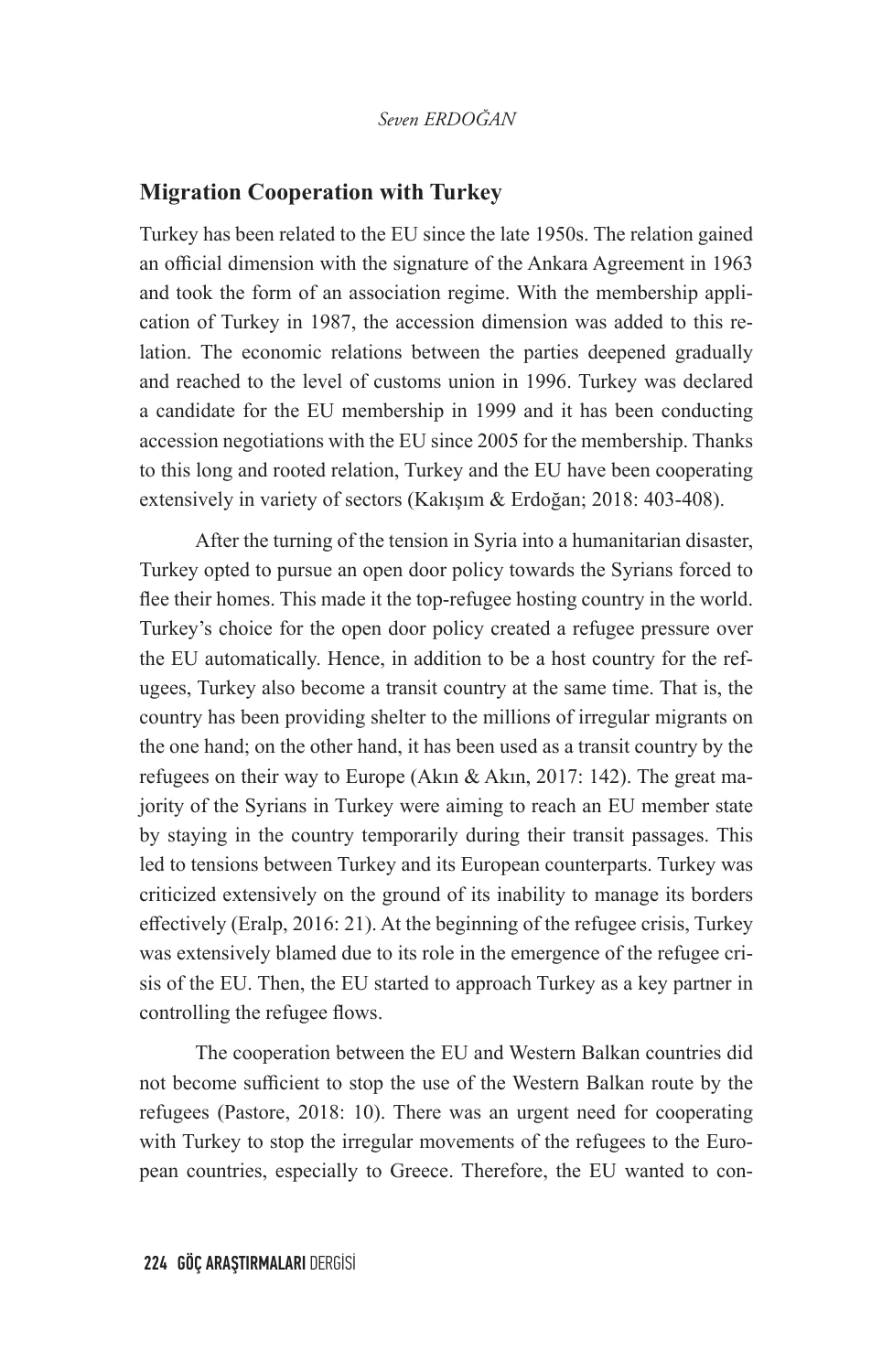## Migration Cooperation with Turkey

Turkey has been related to the EU since the late 1950s. The relation gained an official dimension with the signature of the Ankara Agreement in 1963 and took the form of an association regime. With the membership application of Turkey in 1987, the accession dimension was added to this relation. The economic relations between the parties deepened gradually and reached to the level of customs union in 1996. Turkey was declared a candidate for the EU membership in 1999 and it has been conducting accession negotiations with the EU since 2005 for the membership. Thanks to this long and rooted relation, Turkey and the EU have been cooperating extensively in variety of sectors (Kakışım & Erdoğan; 2018: 403-408).

After the turning of the tension in Syria into a humanitarian disaster, Turkey opted to pursue an open door policy towards the Syrians forced to flee their homes. This made it the top-refugee hosting country in the world. Turkey's choice for the open door policy created a refugee pressure over the EU automatically. Hence, in addition to be a host country for the refugees, Turkey also become a transit country at the same time. That is, the country has been providing shelter to the millions of irregular migrants on the one hand; on the other hand, it has been used as a transit country by the refugees on their way to Europe (Akın & Akın, 2017: 142). The great majority of the Syrians in Turkey were aiming to reach an EU member state by staying in the country temporarily during their transit passages. This led to tensions between Turkey and its European counterparts. Turkey was criticized extensively on the ground of its inability to manage its borders effectively (Eralp, 2016: 21). At the beginning of the refugee crisis, Turkey was extensively blamed due to its role in the emergence of the refugee crisis of the EU. Then, the EU started to approach Turkey as a key partner in controlling the refugee flows.

The cooperation between the EU and Western Balkan countries did not become sufficient to stop the use of the Western Balkan route by the refugees (Pastore, 2018: 10). There was an urgent need for cooperating with Turkey to stop the irregular movements of the refugees to the European countries, especially to Greece. Therefore, the EU wanted to con-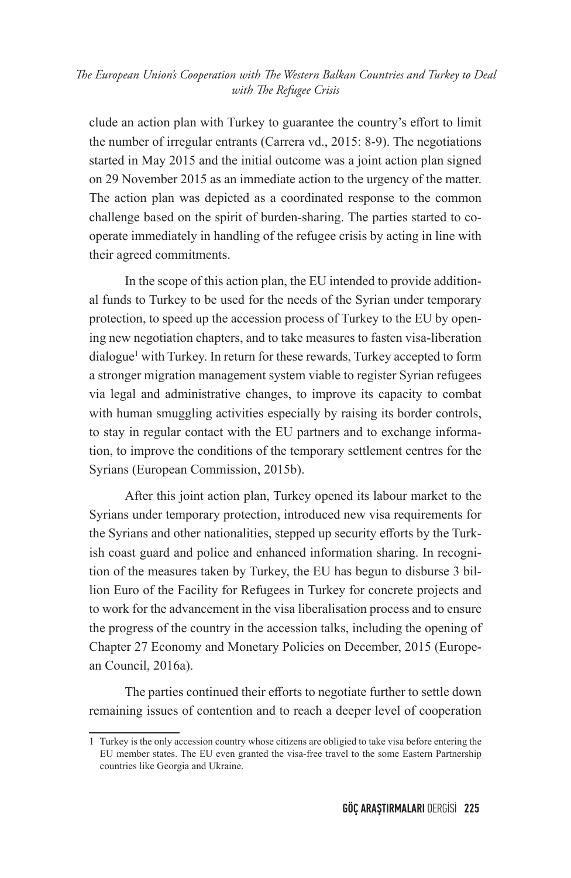clude an action plan with Turkey to guarantee the country's effort to limit the number of irregular entrants (Carrera vd., 2015: 8-9). The negotiations started in May 2015 and the initial outcome was a joint action plan signed on 29 November 2015 as an immediate action to the urgency of the matter. The action plan was depicted as a coordinated response to the common challenge based on the spirit of burden-sharing. The parties started to cooperate immediately in handling of the refugee crisis by acting in line with their agreed commitments.

In the scope of this action plan, the EU intended to provide additional funds to Turkey to be used for the needs of the Syrian under temporary protection, to speed up the accession process of Turkey to the EU by opening new negotiation chapters, and to take measures to fasten visa-liberation dialogue[1] with Turkey. In return for these rewards, Turkey accepted to form a stronger migration management system viable to register Syrian refugees via legal and administrative changes, to improve its capacity to combat with human smuggling activities especially by raising its border controls, to stay in regular contact with the EU partners and to exchange information, to improve the conditions of the temporary settlement centres for the Syrians (European Commission, 2015b).

After this joint action plan, Turkey opened its labour market to the Syrians under temporary protection, introduced new visa requirements for the Syrians and other nationalities, stepped up security efforts by the Turkish coast guard and police and enhanced information sharing. In recognition of the measures taken by Turkey, the EU has begun to disburse 3 billion Euro of the Facility for Refugees in Turkey for concrete projects and to work for the advancement in the visa liberalisation process and to ensure the progress of the country in the accession talks, including the opening of Chapter 27 Economy and Monetary Policies on December, 2015 (European Council, 2016a).

The parties continued their efforts to negotiate further to settle down remaining issues of contention and to reach a deeper level of cooperation

---

1 Turkey is the only accession country whose citizens are obligied to take visa before entering the EU member states. The EU even granted the visa-free travel to the some Eastern Partnership countries like Georgia and Ukraine.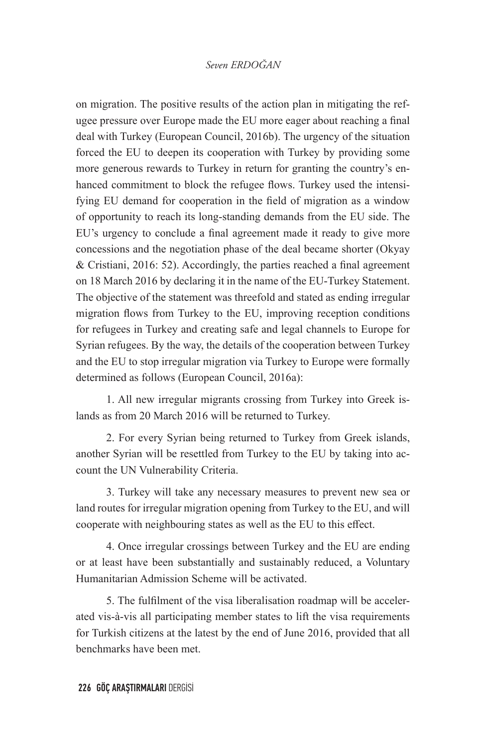on migration. The positive results of the action plan in mitigating the refugee pressure over Europe made the EU more eager about reaching a final deal with Turkey (European Council, 2016b). The urgency of the situation forced the EU to deepen its cooperation with Turkey by providing some more generous rewards to Turkey in return for granting the country's enhanced commitment to block the refugee flows. Turkey used the intensifying EU demand for cooperation in the field of migration as a window of opportunity to reach its long-standing demands from the EU side. The EU's urgency to conclude a final agreement made it ready to give more concessions and the negotiation phase of the deal became shorter (Okyay & Cristiani, 2016: 52). Accordingly, the parties reached a final agreement on 18 March 2016 by declaring it in the name of the EU-Turkey Statement. The objective of the statement was threefold and stated as ending irregular migration flows from Turkey to the EU, improving reception conditions for refugees in Turkey and creating safe and legal channels to Europe for Syrian refugees. By the way, the details of the cooperation between Turkey and the EU to stop irregular migration via Turkey to Europe were formally determined as follows (European Council, 2016a):

1. All new irregular migrants crossing from Turkey into Greek islands as from 20 March 2016 will be returned to Turkey.

2. For every Syrian being returned to Turkey from Greek islands, another Syrian will be resettled from Turkey to the EU by taking into account the UN Vulnerability Criteria.

3. Turkey will take any necessary measures to prevent new sea or land routes for irregular migration opening from Turkey to the EU, and will cooperate with neighbouring states as well as the EU to this effect.

4. Once irregular crossings between Turkey and the EU are ending or at least have been substantially and sustainably reduced, a Voluntary Humanitarian Admission Scheme will be activated.

5. The fulfilment of the visa liberalisation roadmap will be accelerated vis-à-vis all participating member states to lift the visa requirements for Turkish citizens at the latest by the end of June 2016, provided that all benchmarks have been met.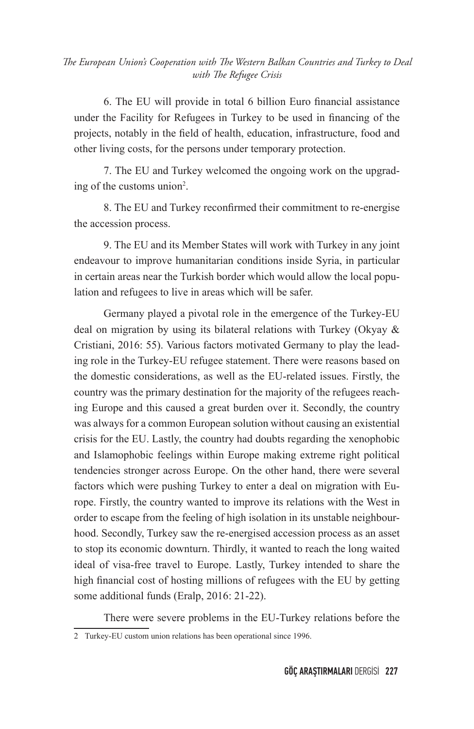6. The EU will provide in total 6 billion Euro financial assistance under the Facility for Refugees in Turkey to be used in financing of the projects, notably in the field of health, education, infrastructure, food and other living costs, for the persons under temporary protection.

7. The EU and Turkey welcomed the ongoing work on the upgrading of the customs union[2].

8. The EU and Turkey reconfirmed their commitment to re-energise the accession process.

9. The EU and its Member States will work with Turkey in any joint endeavour to improve humanitarian conditions inside Syria, in particular in certain areas near the Turkish border which would allow the local population and refugees to live in areas which will be safer.

Germany played a pivotal role in the emergence of the Turkey-EU deal on migration by using its bilateral relations with Turkey (Okyay & Cristiani, 2016: 55). Various factors motivated Germany to play the leading role in the Turkey-EU refugee statement. There were reasons based on the domestic considerations, as well as the EU-related issues. Firstly, the country was the primary destination for the majority of the refugees reaching Europe and this caused a great burden over it. Secondly, the country was always for a common European solution without causing an existential crisis for the EU. Lastly, the country had doubts regarding the xenophobic and Islamophobic feelings within Europe making extreme right political tendencies stronger across Europe. On the other hand, there were several factors which were pushing Turkey to enter a deal on migration with Europe. Firstly, the country wanted to improve its relations with the West in order to escape from the feeling of high isolation in its unstable neighbourhood. Secondly, Turkey saw the re-energised accession process as an asset to stop its economic downturn. Thirdly, it wanted to reach the long waited ideal of visa-free travel to Europe. Lastly, Turkey intended to share the high financial cost of hosting millions of refugees with the EU by getting some additional funds (Eralp, 2016: 21-22).

There were severe problems in the EU-Turkey relations before the

---

[2] Turkey-EU custom union relations has been operational since 1996.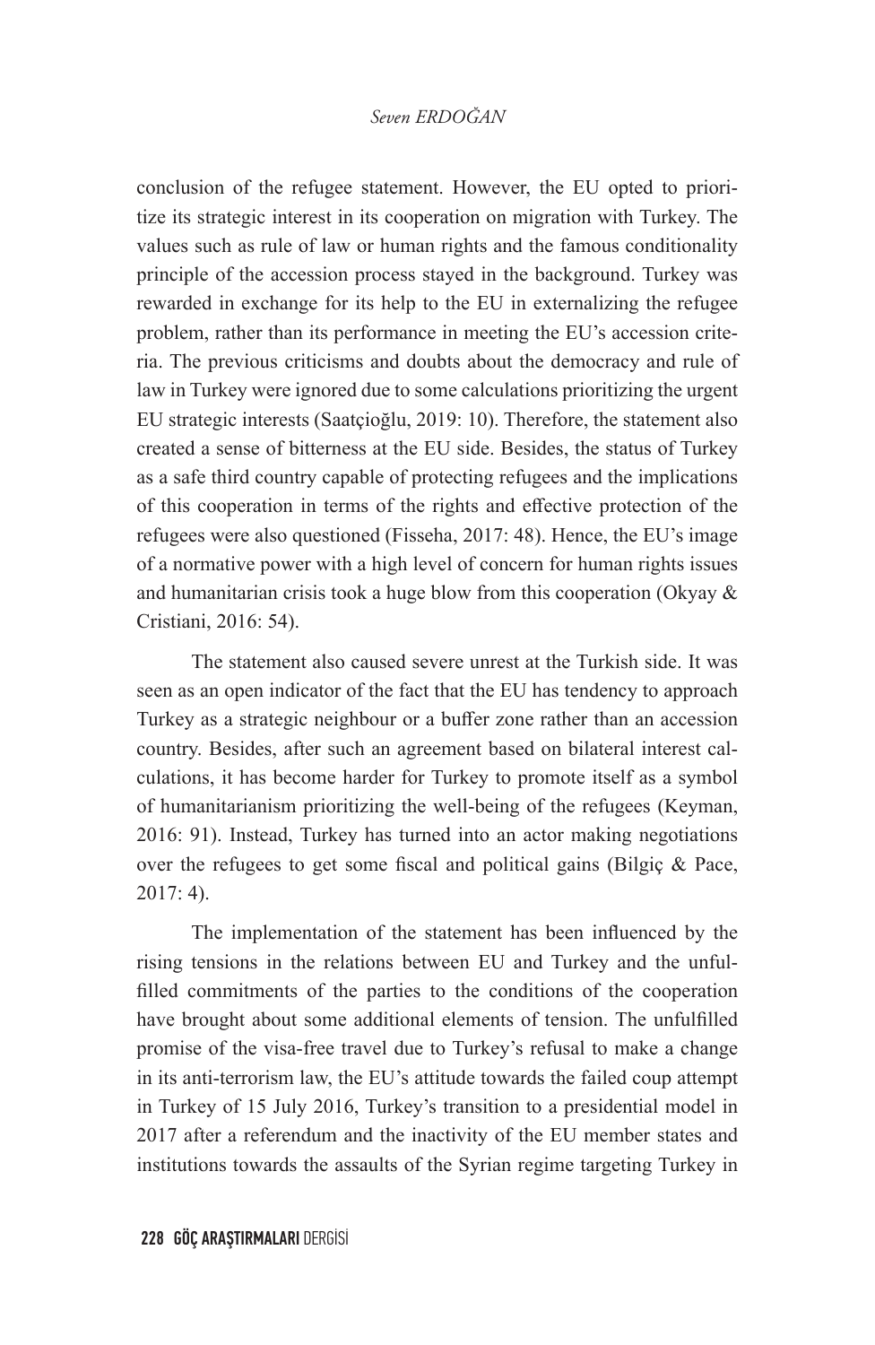conclusion of the refugee statement. However, the EU opted to prioritize its strategic interest in its cooperation on migration with Turkey. The values such as rule of law or human rights and the famous conditionality principle of the accession process stayed in the background. Turkey was rewarded in exchange for its help to the EU in externalizing the refugee problem, rather than its performance in meeting the EU's accession criteria. The previous criticisms and doubts about the democracy and rule of law in Turkey were ignored due to some calculations prioritizing the urgent EU strategic interests (Saatçioğlu, 2019: 10). Therefore, the statement also created a sense of bitterness at the EU side. Besides, the status of Turkey as a safe third country capable of protecting refugees and the implications of this cooperation in terms of the rights and effective protection of the refugees were also questioned (Fisseha, 2017: 48). Hence, the EU's image of a normative power with a high level of concern for human rights issues and humanitarian crisis took a huge blow from this cooperation (Okyay & Cristiani, 2016: 54).

The statement also caused severe unrest at the Turkish side. It was seen as an open indicator of the fact that the EU has tendency to approach Turkey as a strategic neighbour or a buffer zone rather than an accession country. Besides, after such an agreement based on bilateral interest calculations, it has become harder for Turkey to promote itself as a symbol of humanitarianism prioritizing the well-being of the refugees (Keyman, 2016: 91). Instead, Turkey has turned into an actor making negotiations over the refugees to get some fiscal and political gains (Bilgiç & Pace, 2017: 4).

The implementation of the statement has been influenced by the rising tensions in the relations between EU and Turkey and the unfulfilled commitments of the parties to the conditions of the cooperation have brought about some additional elements of tension. The unfulfilled promise of the visa-free travel due to Turkey's refusal to make a change in its anti-terrorism law, the EU's attitude towards the failed coup attempt in Turkey of 15 July 2016, Turkey's transition to a presidential model in 2017 after a referendum and the inactivity of the EU member states and institutions towards the assaults of the Syrian regime targeting Turkey in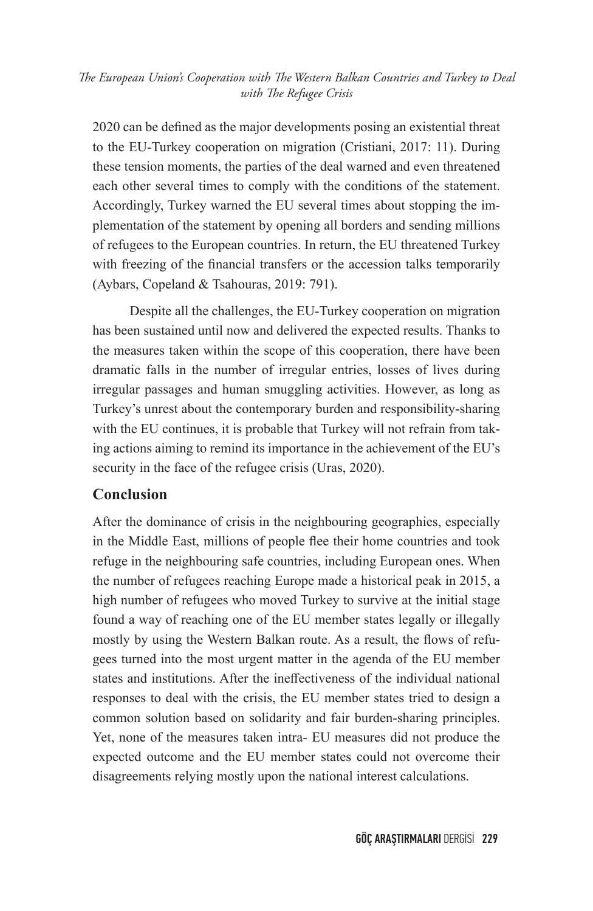2020 can be defined as the major developments posing an existential threat to the EU-Turkey cooperation on migration (Cristiani, 2017: 11). During these tension moments, the parties of the deal warned and even threatened each other several times to comply with the conditions of the statement. Accordingly, Turkey warned the EU several times about stopping the implementation of the statement by opening all borders and sending millions of refugees to the European countries. In return, the EU threatened Turkey with freezing of the financial transfers or the accession talks temporarily (Aybars, Copeland & Tsahouras, 2019: 791).

Despite all the challenges, the EU-Turkey cooperation on migration has been sustained until now and delivered the expected results. Thanks to the measures taken within the scope of this cooperation, there have been dramatic falls in the number of irregular entries, losses of lives during irregular passages and human smuggling activities. However, as long as Turkey's unrest about the contemporary burden and responsibility-sharing with the EU continues, it is probable that Turkey will not refrain from taking actions aiming to remind its importance in the achievement of the EU's security in the face of the refugee crisis (Uras, 2020).

## Conclusion

After the dominance of crisis in the neighbouring geographies, especially in the Middle East, millions of people flee their home countries and took refuge in the neighbouring safe countries, including European ones. When the number of refugees reaching Europe made a historical peak in 2015, a high number of refugees who moved Turkey to survive at the initial stage found a way of reaching one of the EU member states legally or illegally mostly by using the Western Balkan route. As a result, the flows of refugees turned into the most urgent matter in the agenda of the EU member states and institutions. After the ineffectiveness of the individual national responses to deal with the crisis, the EU member states tried to design a common solution based on solidarity and fair burden-sharing principles. Yet, none of the measures taken intra- EU measures did not produce the expected outcome and the EU member states could not overcome their disagreements relying mostly upon the national interest calculations.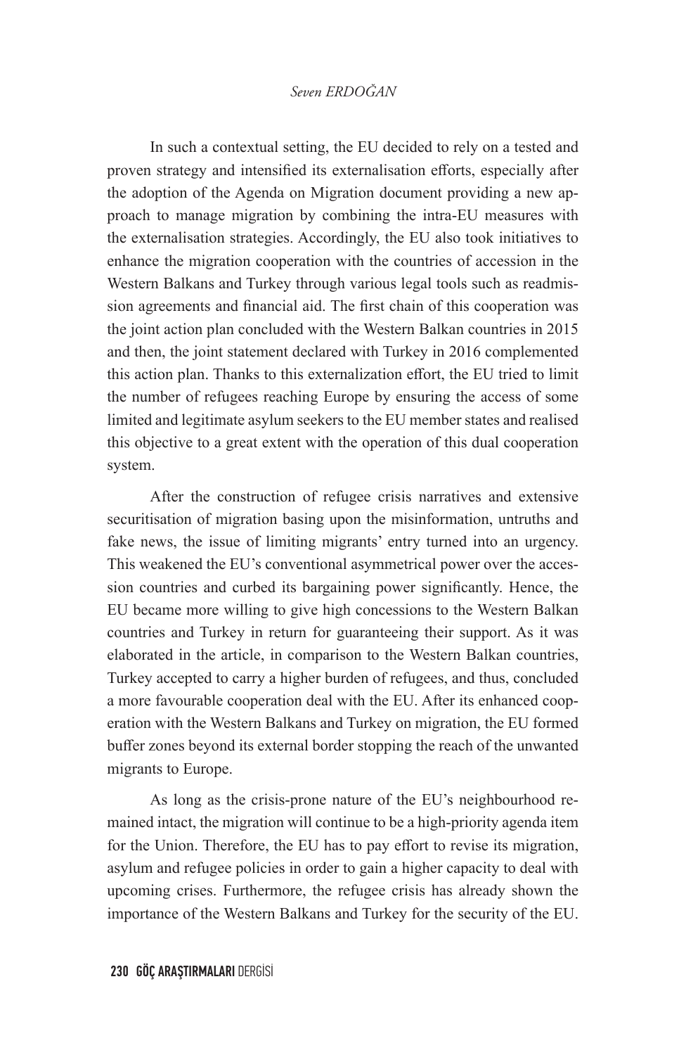In such a contextual setting, the EU decided to rely on a tested and proven strategy and intensified its externalisation efforts, especially after the adoption of the Agenda on Migration document providing a new approach to manage migration by combining the intra-EU measures with the externalisation strategies. Accordingly, the EU also took initiatives to enhance the migration cooperation with the countries of accession in the Western Balkans and Turkey through various legal tools such as readmission agreements and financial aid. The first chain of this cooperation was the joint action plan concluded with the Western Balkan countries in 2015 and then, the joint statement declared with Turkey in 2016 complemented this action plan. Thanks to this externalization effort, the EU tried to limit the number of refugees reaching Europe by ensuring the access of some limited and legitimate asylum seekers to the EU member states and realised this objective to a great extent with the operation of this dual cooperation system.

After the construction of refugee crisis narratives and extensive securitisation of migration basing upon the misinformation, untruths and fake news, the issue of limiting migrants' entry turned into an urgency. This weakened the EU's conventional asymmetrical power over the accession countries and curbed its bargaining power significantly. Hence, the EU became more willing to give high concessions to the Western Balkan countries and Turkey in return for guaranteeing their support. As it was elaborated in the article, in comparison to the Western Balkan countries, Turkey accepted to carry a higher burden of refugees, and thus, concluded a more favourable cooperation deal with the EU. After its enhanced cooperation with the Western Balkans and Turkey on migration, the EU formed buffer zones beyond its external border stopping the reach of the unwanted migrants to Europe.

As long as the crisis-prone nature of the EU's neighbourhood remained intact, the migration will continue to be a high-priority agenda item for the Union. Therefore, the EU has to pay effort to revise its migration, asylum and refugee policies in order to gain a higher capacity to deal with upcoming crises. Furthermore, the refugee crisis has already shown the importance of the Western Balkans and Turkey for the security of the EU.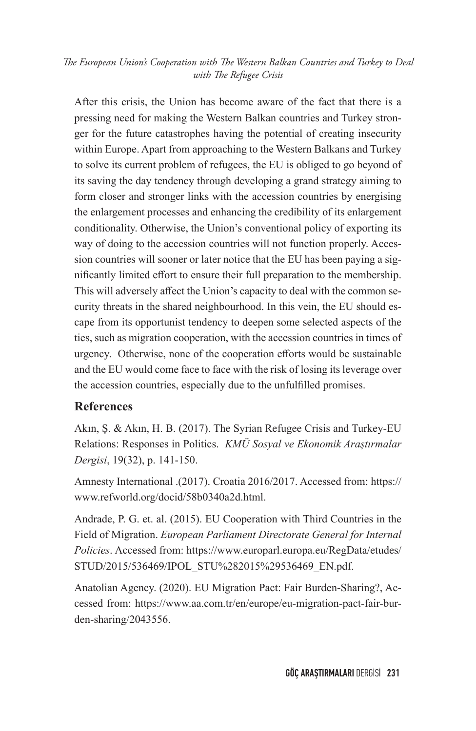After this crisis, the Union has become aware of the fact that there is a pressing need for making the Western Balkan countries and Turkey stronger for the future catastrophes having the potential of creating insecurity within Europe. Apart from approaching to the Western Balkans and Turkey to solve its current problem of refugees, the EU is obliged to go beyond of its saving the day tendency through developing a grand strategy aiming to form closer and stronger links with the accession countries by energising the enlargement processes and enhancing the credibility of its enlargement conditionality. Otherwise, the Union's conventional policy of exporting its way of doing to the accession countries will not function properly. Accession countries will sooner or later notice that the EU has been paying a significantly limited effort to ensure their full preparation to the membership. This will adversely affect the Union's capacity to deal with the common security threats in the shared neighbourhood. In this vein, the EU should escape from its opportunist tendency to deepen some selected aspects of the ties, such as migration cooperation, with the accession countries in times of urgency. Otherwise, none of the cooperation efforts would be sustainable and the EU would come face to face with the risk of losing its leverage over the accession countries, especially due to the unfulfilled promises.

## References

Akın, Ş. & Akın, H. B. (2017). The Syrian Refugee Crisis and Turkey-EU Relations: Responses in Politics. *KMÜ Sosyal ve Ekonomik Araştırmalar Dergisi*, 19(32), p. 141-150.

Amnesty International .(2017). Croatia 2016/2017. Accessed from: https://www.refworld.org/docid/58b0340a2d.html.

Andrade, P. G. et. al. (2015). EU Cooperation with Third Countries in the Field of Migration. *European Parliament Directorate General for Internal Policies*. Accessed from: https://www.europarl.europa.eu/RegData/etudes/STUD/2015/536469/IPOL_STU%282015%29536469_EN.pdf.

Anatolian Agency. (2020). EU Migration Pact: Fair Burden-Sharing?, Accessed from: https://www.aa.com.tr/en/europe/eu-migration-pact-fair-burden-sharing/2043556.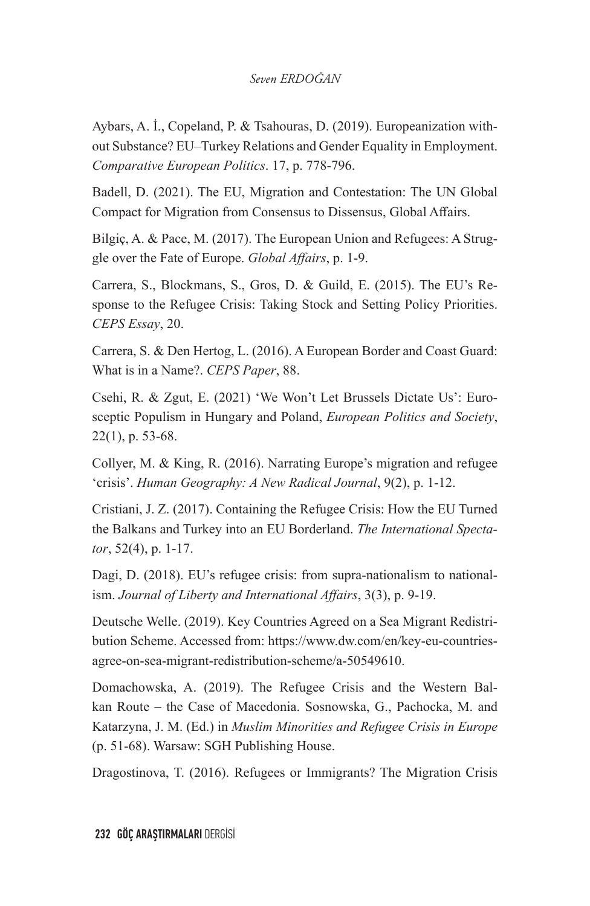Aybars, A. İ., Copeland, P. & Tsahouras, D. (2019). Europeanization without Substance? EU–Turkey Relations and Gender Equality in Employment. *Comparative European Politics*. 17, p. 778-796.

Badell, D. (2021). The EU, Migration and Contestation: The UN Global Compact for Migration from Consensus to Dissensus, Global Affairs.

Bilgiç, A. & Pace, M. (2017). The European Union and Refugees: A Struggle over the Fate of Europe. *Global Affairs*, p. 1-9.

Carrera, S., Blockmans, S., Gros, D. & Guild, E. (2015). The EU's Response to the Refugee Crisis: Taking Stock and Setting Policy Priorities. *CEPS Essay*, 20.

Carrera, S. & Den Hertog, L. (2016). A European Border and Coast Guard: What is in a Name?. *CEPS Paper*, 88.

Csehi, R. & Zgut, E. (2021) 'We Won't Let Brussels Dictate Us': Eurosceptic Populism in Hungary and Poland, *European Politics and Society*, 22(1), p. 53-68.

Collyer, M. & King, R. (2016). Narrating Europe's migration and refugee 'crisis'. *Human Geography: A New Radical Journal*, 9(2), p. 1-12.

Cristiani, J. Z. (2017). Containing the Refugee Crisis: How the EU Turned the Balkans and Turkey into an EU Borderland. *The International Spectator*, 52(4), p. 1-17.

Dagi, D. (2018). EU's refugee crisis: from supra-nationalism to nationalism. *Journal of Liberty and International Affairs*, 3(3), p. 9-19.

Deutsche Welle. (2019). Key Countries Agreed on a Sea Migrant Redistribution Scheme. Accessed from: https://www.dw.com/en/key-eu-countries-agree-on-sea-migrant-redistribution-scheme/a-50549610.

Domachowska, A. (2019). The Refugee Crisis and the Western Balkan Route – the Case of Macedonia. Sosnowska, G., Pachocka, M. and Katarzyna, J. M. (Ed.) in *Muslim Minorities and Refugee Crisis in Europe* (p. 51-68). Warsaw: SGH Publishing House.

Dragostinova, T. (2016). Refugees or Immigrants? The Migration Crisis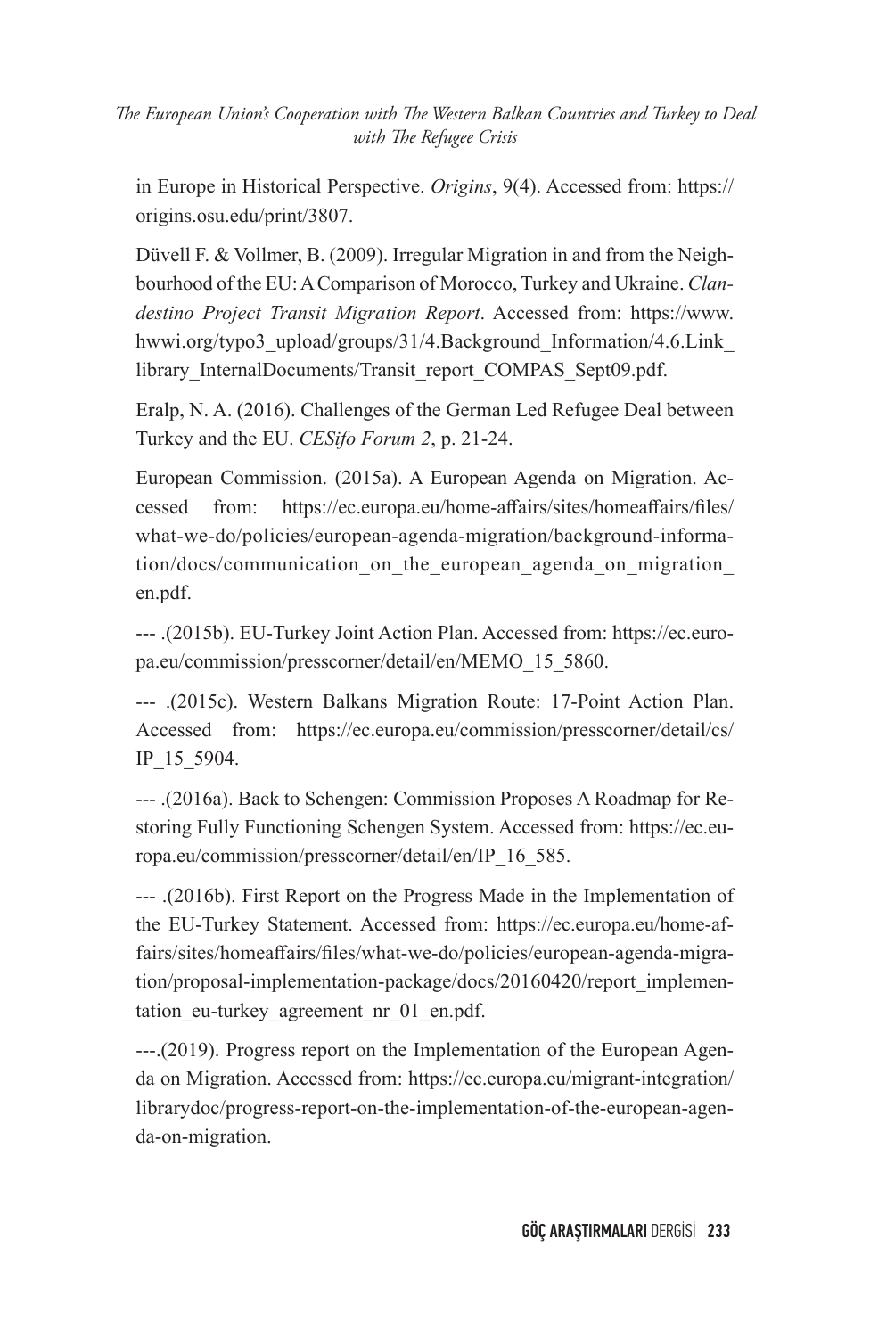in Europe in Historical Perspective. *Origins*, 9(4). Accessed from: https://origins.osu.edu/print/3807.

Düvell F. & Vollmer, B. (2009). Irregular Migration in and from the Neighbourhood of the EU: A Comparison of Morocco, Turkey and Ukraine. *Clandestino Project Transit Migration Report*. Accessed from: https://www.hwwi.org/typo3_upload/groups/31/4.Background_Information/4.6.Link_library_InternalDocuments/Transit_report_COMPAS_Sept09.pdf.

Eralp, N. A. (2016). Challenges of the German Led Refugee Deal between Turkey and the EU. *CESifo Forum 2*, p. 21-24.

European Commission. (2015a). A European Agenda on Migration. Accessed from: https://ec.europa.eu/home-affairs/sites/homeaffairs/files/what-we-do/policies/european-agenda-migration/background-information/docs/communication_on_the_european_agenda_on_migration_en.pdf.

--- .(2015b). EU-Turkey Joint Action Plan. Accessed from: https://ec.europa.eu/commission/presscorner/detail/en/MEMO_15_5860.

--- .(2015c). Western Balkans Migration Route: 17-Point Action Plan. Accessed from: https://ec.europa.eu/commission/presscorner/detail/cs/IP_15_5904.

--- .(2016a). Back to Schengen: Commission Proposes A Roadmap for Restoring Fully Functioning Schengen System. Accessed from: https://ec.europa.eu/commission/presscorner/detail/en/IP_16_585.

--- .(2016b). First Report on the Progress Made in the Implementation of the EU-Turkey Statement. Accessed from: https://ec.europa.eu/home-affairs/sites/homeaffairs/files/what-we-do/policies/european-agenda-migration/proposal-implementation-package/docs/20160420/report_implementation_eu-turkey_agreement_nr_01_en.pdf.

---.(2019). Progress report on the Implementation of the European Agenda on Migration. Accessed from: https://ec.europa.eu/migrant-integration/librarydoc/progress-report-on-the-implementation-of-the-european-agenda-on-migration.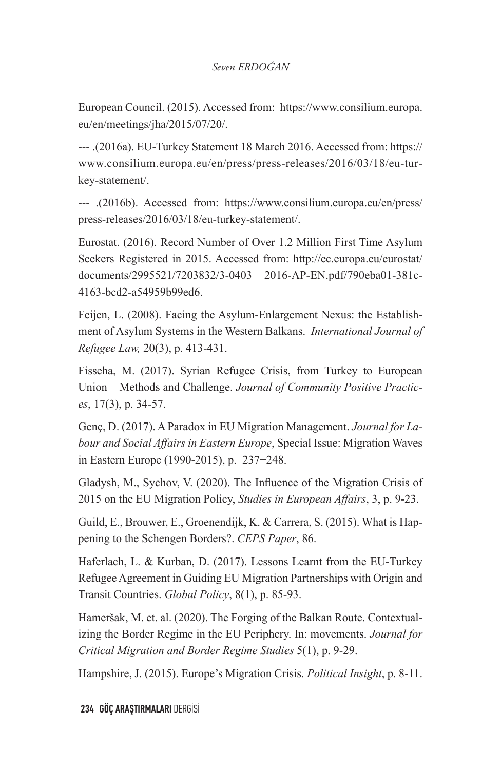European Council. (2015). Accessed from: https://www.consilium.europa.eu/en/meetings/jha/2015/07/20/.

--- .(2016a). EU-Turkey Statement 18 March 2016. Accessed from: https://www.consilium.europa.eu/en/press/press-releases/2016/03/18/eu-turkey-statement/.

--- .(2016b). Accessed from: https://www.consilium.europa.eu/en/press/press-releases/2016/03/18/eu-turkey-statement/.

Eurostat. (2016). Record Number of Over 1.2 Million First Time Asylum Seekers Registered in 2015. Accessed from: http://ec.europa.eu/eurostat/documents/2995521/7203832/3-0403 2016-AP-EN.pdf/790eba01-381c-4163-bcd2-a54959b99ed6.

Feijen, L. (2008). Facing the Asylum-Enlargement Nexus: the Establishment of Asylum Systems in the Western Balkans. *International Journal of Refugee Law,* 20(3), p. 413-431.

Fisseha, M. (2017). Syrian Refugee Crisis, from Turkey to European Union – Methods and Challenge. *Journal of Community Positive Practices*, 17(3), p. 34-57.

Genç, D. (2017). A Paradox in EU Migration Management. *Journal for Labour and Social Affairs in Eastern Europe*, Special Issue: Migration Waves in Eastern Europe (1990-2015), p. 237‒248.

Gladysh, M., Sychov, V. (2020). The Influence of the Migration Crisis of 2015 on the EU Migration Policy, *Studies in European Affairs*, 3, p. 9-23.

Guild, E., Brouwer, E., Groenendijk, K. & Carrera, S. (2015). What is Happening to the Schengen Borders?. *CEPS Paper*, 86.

Haferlach, L. & Kurban, D. (2017). Lessons Learnt from the EU-Turkey Refugee Agreement in Guiding EU Migration Partnerships with Origin and Transit Countries. *Global Policy*, 8(1), p. 85-93.

Hameršak, M. et. al. (2020). The Forging of the Balkan Route. Contextualizing the Border Regime in the EU Periphery. In: movements. *Journal for Critical Migration and Border Regime Studies* 5(1), p. 9-29.

Hampshire, J. (2015). Europe's Migration Crisis. *Political Insight*, p. 8-11.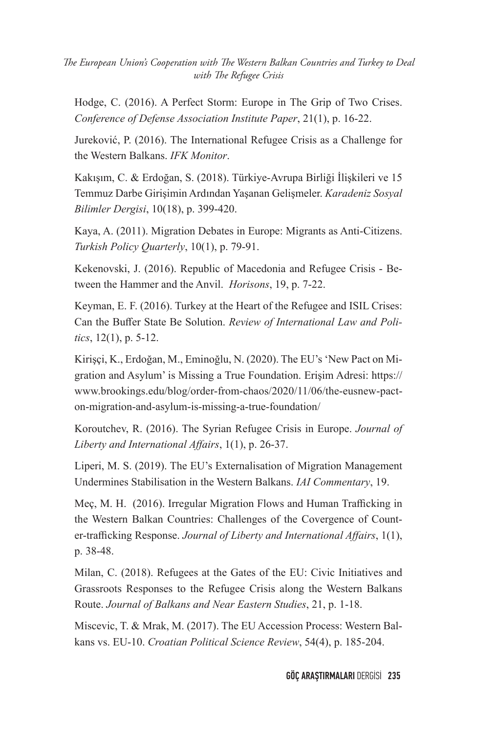Hodge, C. (2016). A Perfect Storm: Europe in The Grip of Two Crises. *Conference of Defense Association Institute Paper*, 21(1), p. 16-22.

Jureković, P. (2016). The International Refugee Crisis as a Challenge for the Western Balkans. *IFK Monitor*.

Kakışım, C. & Erdoğan, S. (2018). Türkiye-Avrupa Birliği İlişkileri ve 15 Temmuz Darbe Girişimin Ardından Yaşanan Gelişmeler. *Karadeniz Sosyal Bilimler Dergisi*, 10(18), p. 399-420.

Kaya, A. (2011). Migration Debates in Europe: Migrants as Anti-Citizens. *Turkish Policy Quarterly*, 10(1), p. 79-91.

Kekenovski, J. (2016). Republic of Macedonia and Refugee Crisis - Between the Hammer and the Anvil. *Horisons*, 19, p. 7-22.

Keyman, E. F. (2016). Turkey at the Heart of the Refugee and ISIL Crises: Can the Buffer State Be Solution. *Review of International Law and Politics*, 12(1), p. 5-12.

Kirişçi, K., Erdoğan, M., Eminoğlu, N. (2020). The EU's 'New Pact on Migration and Asylum' is Missing a True Foundation. Erişim Adresi: https://www.brookings.edu/blog/order-from-chaos/2020/11/06/the-eusnew-pact-on-migration-and-asylum-is-missing-a-true-foundation/

Koroutchev, R. (2016). The Syrian Refugee Crisis in Europe. *Journal of Liberty and International Affairs*, 1(1), p. 26-37.

Liperi, M. S. (2019). The EU's Externalisation of Migration Management Undermines Stabilisation in the Western Balkans. *IAI Commentary*, 19.

Meç, M. H. (2016). Irregular Migration Flows and Human Trafficking in the Western Balkan Countries: Challenges of the Covergence of Counter-trafficking Response. *Journal of Liberty and International Affairs*, 1(1), p. 38-48.

Milan, C. (2018). Refugees at the Gates of the EU: Civic Initiatives and Grassroots Responses to the Refugee Crisis along the Western Balkans Route. *Journal of Balkans and Near Eastern Studies*, 21, p. 1-18.

Miscevic, T. & Mrak, M. (2017). The EU Accession Process: Western Balkans vs. EU-10. *Croatian Political Science Review*, 54(4), p. 185-204.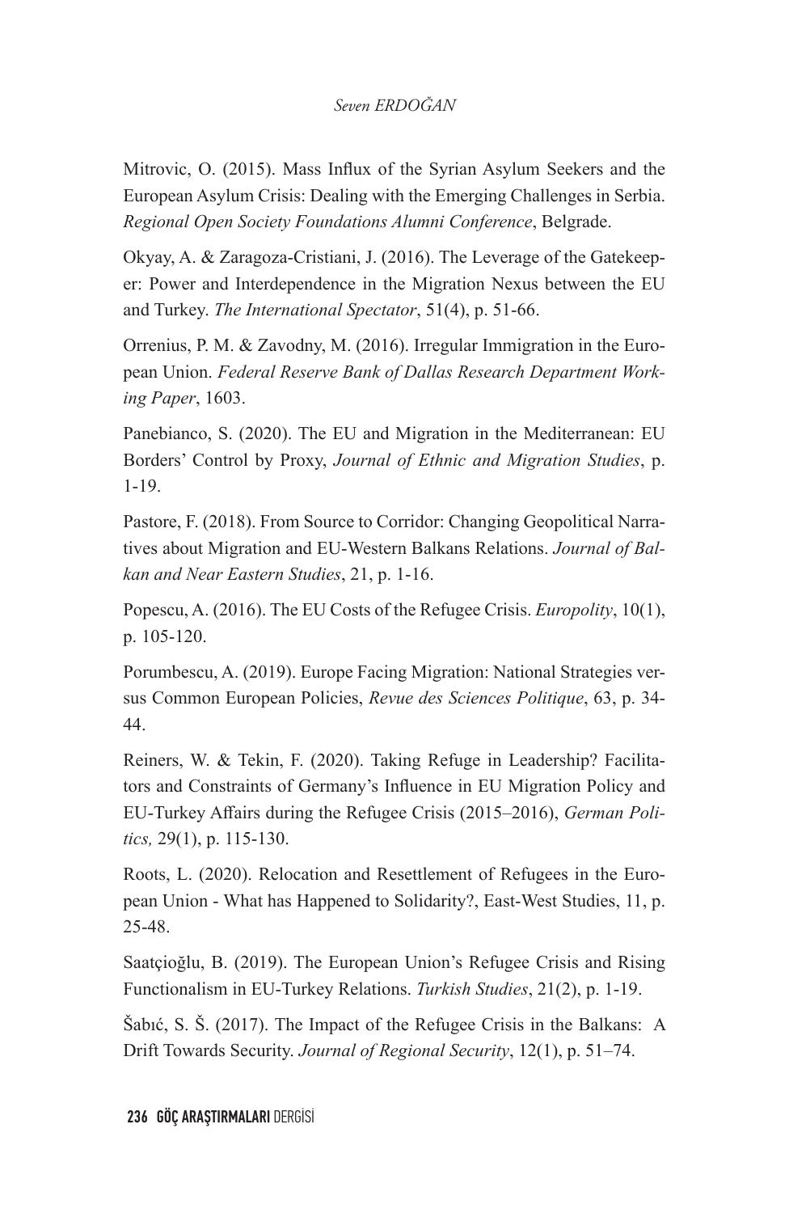Mitrovic, O. (2015). Mass Influx of the Syrian Asylum Seekers and the European Asylum Crisis: Dealing with the Emerging Challenges in Serbia. *Regional Open Society Foundations Alumni Conference*, Belgrade.

Okyay, A. & Zaragoza-Cristiani, J. (2016). The Leverage of the Gatekeeper: Power and Interdependence in the Migration Nexus between the EU and Turkey. *The International Spectator*, 51(4), p. 51-66.

Orrenius, P. M. & Zavodny, M. (2016). Irregular Immigration in the European Union. *Federal Reserve Bank of Dallas Research Department Working Paper*, 1603.

Panebianco, S. (2020). The EU and Migration in the Mediterranean: EU Borders' Control by Proxy, *Journal of Ethnic and Migration Studies*, p. 1-19.

Pastore, F. (2018). From Source to Corridor: Changing Geopolitical Narratives about Migration and EU-Western Balkans Relations. *Journal of Balkan and Near Eastern Studies*, 21, p. 1-16.

Popescu, A. (2016). The EU Costs of the Refugee Crisis. *Europolity*, 10(1), p. 105-120.

Porumbescu, A. (2019). Europe Facing Migration: National Strategies versus Common European Policies, *Revue des Sciences Politique*, 63, p. 34-44.

Reiners, W. & Tekin, F. (2020). Taking Refuge in Leadership? Facilitators and Constraints of Germany's Influence in EU Migration Policy and EU-Turkey Affairs during the Refugee Crisis (2015–2016), *German Politics,* 29(1), p. 115-130.

Roots, L. (2020). Relocation and Resettlement of Refugees in the European Union - What has Happened to Solidarity?, East-West Studies, 11, p. 25-48.

Saatçioğlu, B. (2019). The European Union's Refugee Crisis and Rising Functionalism in EU-Turkey Relations. *Turkish Studies*, 21(2), p. 1-19.

Šabıć, S. Š. (2017). The Impact of the Refugee Crisis in the Balkans: A Drift Towards Security. *Journal of Regional Security*, 12(1), p. 51–74.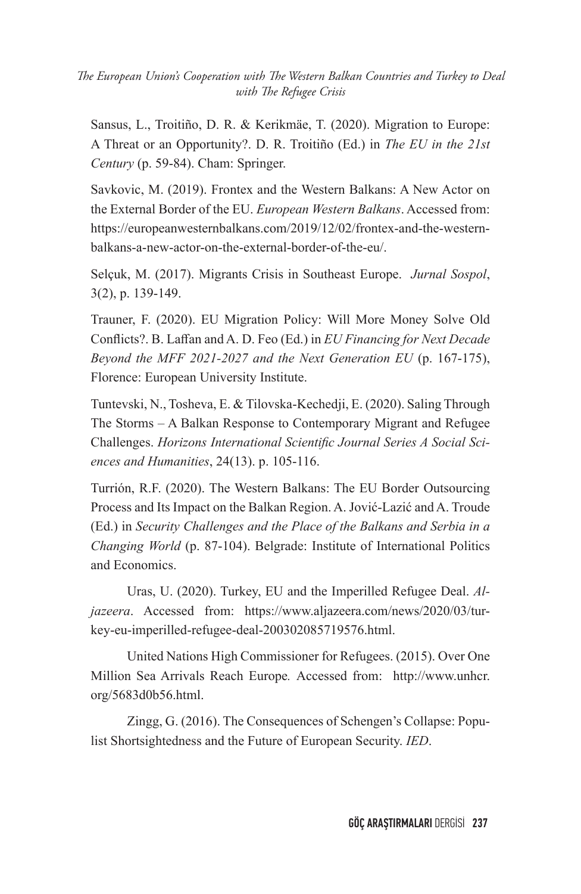Sansus, L., Troitiño, D. R. & Kerikmäe, T. (2020). Migration to Europe: A Threat or an Opportunity?. D. R. Troitiño (Ed.) in *The EU in the 21st Century* (p. 59-84). Cham: Springer.

Savkovic, M. (2019). Frontex and the Western Balkans: A New Actor on the External Border of the EU. *European Western Balkans*. Accessed from: https://europeanwesternbalkans.com/2019/12/02/frontex-and-the-western-balkans-a-new-actor-on-the-external-border-of-the-eu/.

Selçuk, M. (2017). Migrants Crisis in Southeast Europe. *Jurnal Sospol*, 3(2), p. 139-149.

Trauner, F. (2020). EU Migration Policy: Will More Money Solve Old Conflicts?. B. Laffan and A. D. Feo (Ed.) in *EU Financing for Next Decade Beyond the MFF 2021-2027 and the Next Generation EU* (p. 167-175), Florence: European University Institute.

Tuntevski, N., Tosheva, E. & Tilovska-Kechedji, E. (2020). Saling Through The Storms – A Balkan Response to Contemporary Migrant and Refugee Challenges. *Horizons International Scientific Journal Series A Social Sciences and Humanities*, 24(13). p. 105-116.

Turrión, R.F. (2020). The Western Balkans: The EU Border Outsourcing Process and Its Impact on the Balkan Region. A. Jović-Lazić and A. Troude (Ed.) in *Security Challenges and the Place of the Balkans and Serbia in a Changing World* (p. 87-104). Belgrade: Institute of International Politics and Economics.

Uras, U. (2020). Turkey, EU and the Imperilled Refugee Deal. *Aljazeera*. Accessed from: https://www.aljazeera.com/news/2020/03/turkey-eu-imperilled-refugee-deal-200302085719576.html.

United Nations High Commissioner for Refugees. (2015). Over One Million Sea Arrivals Reach Europe*.* Accessed from: http://www.unhcr.org/5683d0b56.html.

Zingg, G. (2016). The Consequences of Schengen's Collapse: Populist Shortsightedness and the Future of European Security. *IED*.